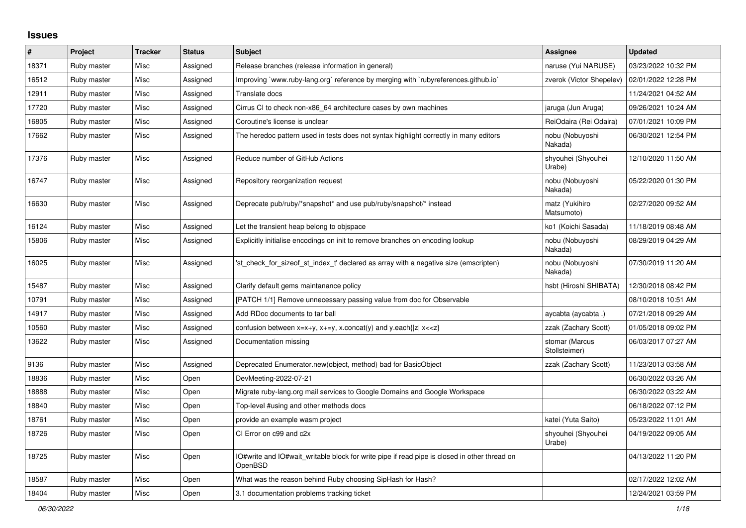# Issues

| # | Project | Tracker | Status | Subject | Assignee | Updated |
|---|---|---|---|---|---|---|
| 18371 | Ruby master | Misc | Assigned | Release branches (release information in general) | naruse (Yui NARUSE) | 03/23/2022 10:32 PM |
| 16512 | Ruby master | Misc | Assigned | Improving `www.ruby-lang.org` reference by merging with `rubyreferences.github.io` | zverok (Victor Shepelev) | 02/01/2022 12:28 PM |
| 12911 | Ruby master | Misc | Assigned | Translate docs | | 11/24/2021 04:52 AM |
| 17720 | Ruby master | Misc | Assigned | Cirrus CI to check non-x86_64 architecture cases by own machines | jaruga (Jun Aruga) | 09/26/2021 10:24 AM |
| 16805 | Ruby master | Misc | Assigned | Coroutine's license is unclear | ReiOdaira (Rei Odaira) | 07/01/2021 10:09 PM |
| 17662 | Ruby master | Misc | Assigned | The heredoc pattern used in tests does not syntax highlight correctly in many editors | nobu (Nobuyoshi Nakada) | 06/30/2021 12:54 PM |
| 17376 | Ruby master | Misc | Assigned | Reduce number of GitHub Actions | shyouhei (Shyouhei Urabe) | 12/10/2020 11:50 AM |
| 16747 | Ruby master | Misc | Assigned | Repository reorganization request | nobu (Nobuyoshi Nakada) | 05/22/2020 01:30 PM |
| 16630 | Ruby master | Misc | Assigned | Deprecate pub/ruby/*snapshot* and use pub/ruby/snapshot/* instead | matz (Yukihiro Matsumoto) | 02/27/2020 09:52 AM |
| 16124 | Ruby master | Misc | Assigned | Let the transient heap belong to objspace | ko1 (Koichi Sasada) | 11/18/2019 08:48 AM |
| 15806 | Ruby master | Misc | Assigned | Explicitly initialise encodings on init to remove branches on encoding lookup | nobu (Nobuyoshi Nakada) | 08/29/2019 04:29 AM |
| 16025 | Ruby master | Misc | Assigned | 'st_check_for_sizeof_st_index_t' declared as array with a negative size (emscripten) | nobu (Nobuyoshi Nakada) | 07/30/2019 11:20 AM |
| 15487 | Ruby master | Misc | Assigned | Clarify default gems maintanance policy | hsbt (Hiroshi SHIBATA) | 12/30/2018 08:42 PM |
| 10791 | Ruby master | Misc | Assigned | [PATCH 1/1] Remove unnecessary passing value from doc for Observable | | 08/10/2018 10:51 AM |
| 14917 | Ruby master | Misc | Assigned | Add RDoc documents to tar ball | aycabta (aycabta .) | 07/21/2018 09:29 AM |
| 10560 | Ruby master | Misc | Assigned | confusion between x=x+y, x+=y, x.concat(y) and y.each{\|z\| x<<z} | zzak (Zachary Scott) | 01/05/2018 09:02 PM |
| 13622 | Ruby master | Misc | Assigned | Documentation missing | stomar (Marcus Stollsteimer) | 06/03/2017 07:27 AM |
| 9136 | Ruby master | Misc | Assigned | Deprecated Enumerator.new(object, method) bad for BasicObject | zzak (Zachary Scott) | 11/23/2013 03:58 AM |
| 18836 | Ruby master | Misc | Open | DevMeeting-2022-07-21 | | 06/30/2022 03:26 AM |
| 18888 | Ruby master | Misc | Open | Migrate ruby-lang.org mail services to Google Domains and Google Workspace | | 06/30/2022 03:22 AM |
| 18840 | Ruby master | Misc | Open | Top-level #using and other methods docs | | 06/18/2022 07:12 PM |
| 18761 | Ruby master | Misc | Open | provide an example wasm project | katei (Yuta Saito) | 05/23/2022 11:01 AM |
| 18726 | Ruby master | Misc | Open | CI Error on c99 and c2x | shyouhei (Shyouhei Urabe) | 04/19/2022 09:05 AM |
| 18725 | Ruby master | Misc | Open | IO#write and IO#wait_writable block for write pipe if read pipe is closed in other thread on OpenBSD | | 04/13/2022 11:20 PM |
| 18587 | Ruby master | Misc | Open | What was the reason behind Ruby choosing SipHash for Hash? | | 02/17/2022 12:02 AM |
| 18404 | Ruby master | Misc | Open | 3.1 documentation problems tracking ticket | | 12/24/2021 03:59 PM |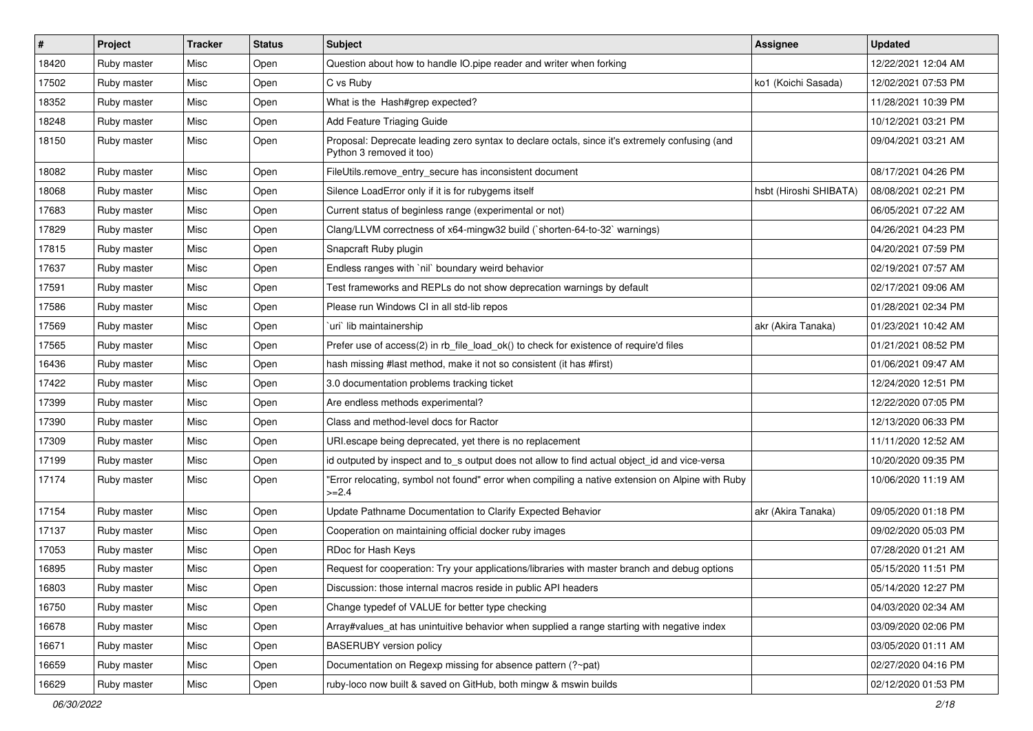| # | Project | Tracker | Status | Subject | Assignee | Updated |
|---|---|---|---|---|---|---|
| 18420 | Ruby master | Misc | Open | Question about how to handle IO.pipe reader and writer when forking | | 12/22/2021 12:04 AM |
| 17502 | Ruby master | Misc | Open | C vs Ruby | ko1 (Koichi Sasada) | 12/02/2021 07:53 PM |
| 18352 | Ruby master | Misc | Open | What is the Hash#grep expected? | | 11/28/2021 10:39 PM |
| 18248 | Ruby master | Misc | Open | Add Feature Triaging Guide | | 10/12/2021 03:21 PM |
| 18150 | Ruby master | Misc | Open | Proposal: Deprecate leading zero syntax to declare octals, since it's extremely confusing (and Python 3 removed it too) | | 09/04/2021 03:21 AM |
| 18082 | Ruby master | Misc | Open | FileUtils.remove_entry_secure has inconsistent document | | 08/17/2021 04:26 PM |
| 18068 | Ruby master | Misc | Open | Silence LoadError only if it is for rubygems itself | hsbt (Hiroshi SHIBATA) | 08/08/2021 02:21 PM |
| 17683 | Ruby master | Misc | Open | Current status of beginless range (experimental or not) | | 06/05/2021 07:22 AM |
| 17829 | Ruby master | Misc | Open | Clang/LLVM correctness of x64-mingw32 build (`shorten-64-to-32` warnings) | | 04/26/2021 04:23 PM |
| 17815 | Ruby master | Misc | Open | Snapcraft Ruby plugin | | 04/20/2021 07:59 PM |
| 17637 | Ruby master | Misc | Open | Endless ranges with `nil` boundary weird behavior | | 02/19/2021 07:57 AM |
| 17591 | Ruby master | Misc | Open | Test frameworks and REPLs do not show deprecation warnings by default | | 02/17/2021 09:06 AM |
| 17586 | Ruby master | Misc | Open | Please run Windows CI in all std-lib repos | | 01/28/2021 02:34 PM |
| 17569 | Ruby master | Misc | Open | `uri` lib maintainership | akr (Akira Tanaka) | 01/23/2021 10:42 AM |
| 17565 | Ruby master | Misc | Open | Prefer use of access(2) in rb_file_load_ok() to check for existence of require'd files | | 01/21/2021 08:52 PM |
| 16436 | Ruby master | Misc | Open | hash missing #last method, make it not so consistent (it has #first) | | 01/06/2021 09:47 AM |
| 17422 | Ruby master | Misc | Open | 3.0 documentation problems tracking ticket | | 12/24/2020 12:51 PM |
| 17399 | Ruby master | Misc | Open | Are endless methods experimental? | | 12/22/2020 07:05 PM |
| 17390 | Ruby master | Misc | Open | Class and method-level docs for Ractor | | 12/13/2020 06:33 PM |
| 17309 | Ruby master | Misc | Open | URI.escape being deprecated, yet there is no replacement | | 11/11/2020 12:52 AM |
| 17199 | Ruby master | Misc | Open | id outputed by inspect and to_s output does not allow to find actual object_id and vice-versa | | 10/20/2020 09:35 PM |
| 17174 | Ruby master | Misc | Open | "Error relocating, symbol not found" error when compiling a native extension on Alpine with Ruby >=2.4 | | 10/06/2020 11:19 AM |
| 17154 | Ruby master | Misc | Open | Update Pathname Documentation to Clarify Expected Behavior | akr (Akira Tanaka) | 09/05/2020 01:18 PM |
| 17137 | Ruby master | Misc | Open | Cooperation on maintaining official docker ruby images | | 09/02/2020 05:03 PM |
| 17053 | Ruby master | Misc | Open | RDoc for Hash Keys | | 07/28/2020 01:21 AM |
| 16895 | Ruby master | Misc | Open | Request for cooperation: Try your applications/libraries with master branch and debug options | | 05/15/2020 11:51 PM |
| 16803 | Ruby master | Misc | Open | Discussion: those internal macros reside in public API headers | | 05/14/2020 12:27 PM |
| 16750 | Ruby master | Misc | Open | Change typedef of VALUE for better type checking | | 04/03/2020 02:34 AM |
| 16678 | Ruby master | Misc | Open | Array#values_at has unintuitive behavior when supplied a range starting with negative index | | 03/09/2020 02:06 PM |
| 16671 | Ruby master | Misc | Open | BASERUBY version policy | | 03/05/2020 01:11 AM |
| 16659 | Ruby master | Misc | Open | Documentation on Regexp missing for absence pattern (?~pat) | | 02/27/2020 04:16 PM |
| 16629 | Ruby master | Misc | Open | ruby-loco now built & saved on GitHub, both mingw & mswin builds | | 02/12/2020 01:53 PM |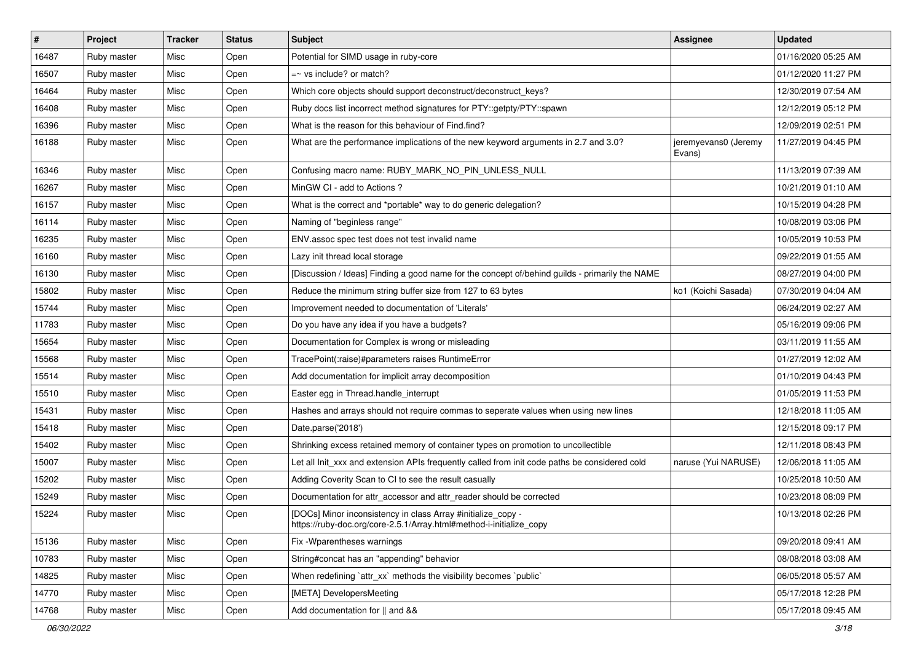| # | Project | Tracker | Status | Subject | Assignee | Updated |
|---|---|---|---|---|---|---|
| 16487 | Ruby master | Misc | Open | Potential for SIMD usage in ruby-core | | 01/16/2020 05:25 AM |
| 16507 | Ruby master | Misc | Open | =~ vs include? or match? | | 01/12/2020 11:27 PM |
| 16464 | Ruby master | Misc | Open | Which core objects should support deconstruct/deconstruct_keys? | | 12/30/2019 07:54 AM |
| 16408 | Ruby master | Misc | Open | Ruby docs list incorrect method signatures for PTY::getpty/PTY::spawn | | 12/12/2019 05:12 PM |
| 16396 | Ruby master | Misc | Open | What is the reason for this behaviour of Find.find? | | 12/09/2019 02:51 PM |
| 16188 | Ruby master | Misc | Open | What are the performance implications of the new keyword arguments in 2.7 and 3.0? | jeremyevans0 (Jeremy Evans) | 11/27/2019 04:45 PM |
| 16346 | Ruby master | Misc | Open | Confusing macro name: RUBY_MARK_NO_PIN_UNLESS_NULL | | 11/13/2019 07:39 AM |
| 16267 | Ruby master | Misc | Open | MinGW CI - add to Actions ? | | 10/21/2019 01:10 AM |
| 16157 | Ruby master | Misc | Open | What is the correct and *portable* way to do generic delegation? | | 10/15/2019 04:28 PM |
| 16114 | Ruby master | Misc | Open | Naming of "beginless range" | | 10/08/2019 03:06 PM |
| 16235 | Ruby master | Misc | Open | ENV.assoc spec test does not test invalid name | | 10/05/2019 10:53 PM |
| 16160 | Ruby master | Misc | Open | Lazy init thread local storage | | 09/22/2019 01:55 AM |
| 16130 | Ruby master | Misc | Open | [Discussion / Ideas] Finding a good name for the concept of/behind guilds - primarily the NAME | | 08/27/2019 04:00 PM |
| 15802 | Ruby master | Misc | Open | Reduce the minimum string buffer size from 127 to 63 bytes | ko1 (Koichi Sasada) | 07/30/2019 04:04 AM |
| 15744 | Ruby master | Misc | Open | Improvement needed to documentation of 'Literals' | | 06/24/2019 02:27 AM |
| 11783 | Ruby master | Misc | Open | Do you have any idea if you have a budgets? | | 05/16/2019 09:06 PM |
| 15654 | Ruby master | Misc | Open | Documentation for Complex is wrong or misleading | | 03/11/2019 11:55 AM |
| 15568 | Ruby master | Misc | Open | TracePoint(:raise)#parameters raises RuntimeError | | 01/27/2019 12:02 AM |
| 15514 | Ruby master | Misc | Open | Add documentation for implicit array decomposition | | 01/10/2019 04:43 PM |
| 15510 | Ruby master | Misc | Open | Easter egg in Thread.handle_interrupt | | 01/05/2019 11:53 PM |
| 15431 | Ruby master | Misc | Open | Hashes and arrays should not require commas to seperate values when using new lines | | 12/18/2018 11:05 AM |
| 15418 | Ruby master | Misc | Open | Date.parse('2018') | | 12/15/2018 09:17 PM |
| 15402 | Ruby master | Misc | Open | Shrinking excess retained memory of container types on promotion to uncollectible | | 12/11/2018 08:43 PM |
| 15007 | Ruby master | Misc | Open | Let all Init_xxx and extension APIs frequently called from init code paths be considered cold | naruse (Yui NARUSE) | 12/06/2018 11:05 AM |
| 15202 | Ruby master | Misc | Open | Adding Coverity Scan to CI to see the result casually | | 10/25/2018 10:50 AM |
| 15249 | Ruby master | Misc | Open | Documentation for attr_accessor and attr_reader should be corrected | | 10/23/2018 08:09 PM |
| 15224 | Ruby master | Misc | Open | [DOCs] Minor inconsistency in class Array #initialize_copy - https://ruby-doc.org/core-2.5.1/Array.html#method-i-initialize_copy | | 10/13/2018 02:26 PM |
| 15136 | Ruby master | Misc | Open | Fix -Wparentheses warnings | | 09/20/2018 09:41 AM |
| 10783 | Ruby master | Misc | Open | String#concat has an "appending" behavior | | 08/08/2018 03:08 AM |
| 14825 | Ruby master | Misc | Open | When redefining `attr_xx` methods the visibility becomes `public` | | 06/05/2018 05:57 AM |
| 14770 | Ruby master | Misc | Open | [META] DevelopersMeeting | | 05/17/2018 12:28 PM |
| 14768 | Ruby master | Misc | Open | Add documentation for \|\| and && | | 05/17/2018 09:45 AM |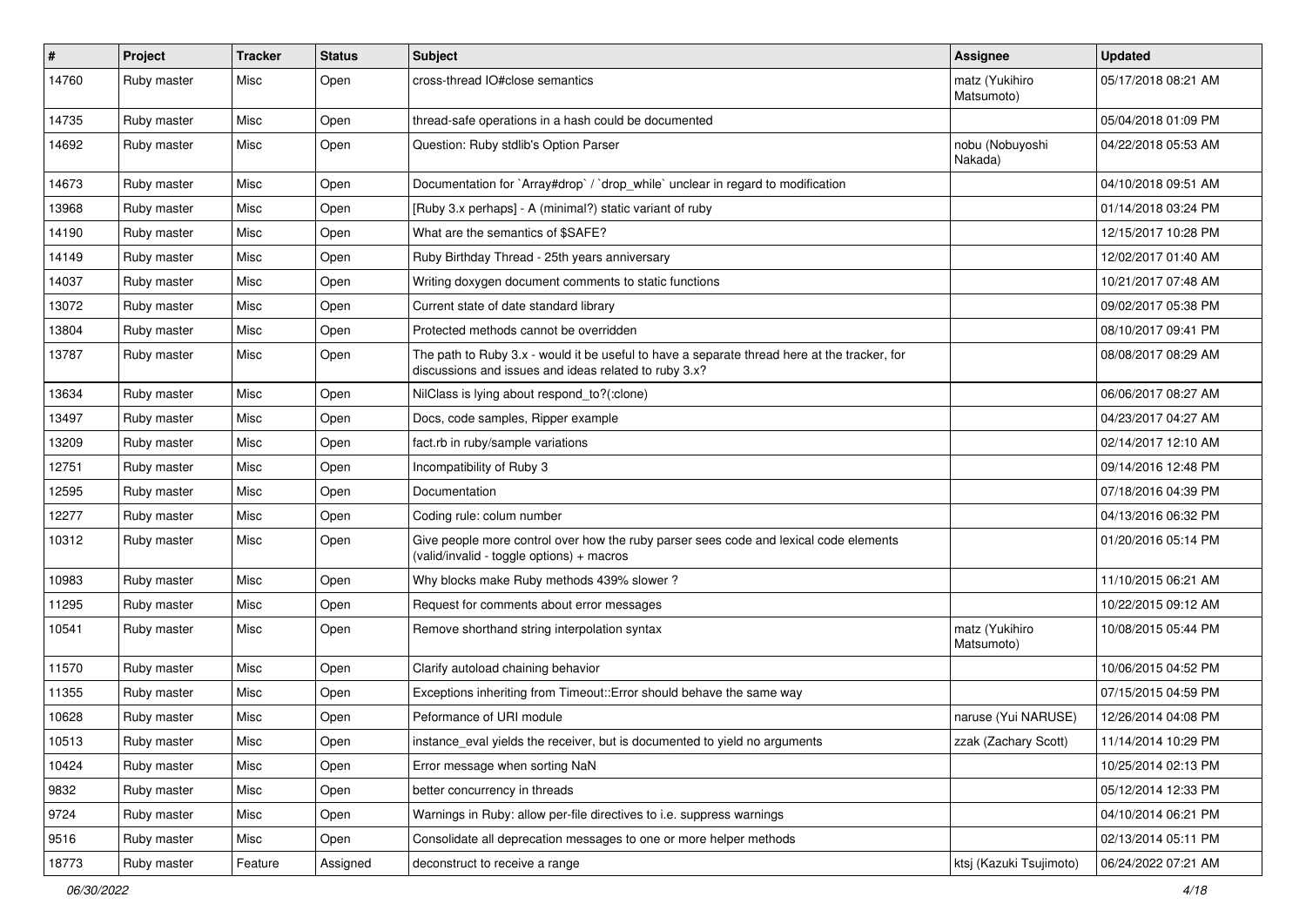| # | Project | Tracker | Status | Subject | Assignee | Updated |
|---|---|---|---|---|---|---|
| 14760 | Ruby master | Misc | Open | cross-thread IO#close semantics | matz (Yukihiro Matsumoto) | 05/17/2018 08:21 AM |
| 14735 | Ruby master | Misc | Open | thread-safe operations in a hash could be documented | | 05/04/2018 01:09 PM |
| 14692 | Ruby master | Misc | Open | Question: Ruby stdlib's Option Parser | nobu (Nobuyoshi Nakada) | 04/22/2018 05:53 AM |
| 14673 | Ruby master | Misc | Open | Documentation for `Array#drop` / `drop_while` unclear in regard to modification | | 04/10/2018 09:51 AM |
| 13968 | Ruby master | Misc | Open | [Ruby 3.x perhaps] - A (minimal?) static variant of ruby | | 01/14/2018 03:24 PM |
| 14190 | Ruby master | Misc | Open | What are the semantics of $SAFE? | | 12/15/2017 10:28 PM |
| 14149 | Ruby master | Misc | Open | Ruby Birthday Thread - 25th years anniversary | | 12/02/2017 01:40 AM |
| 14037 | Ruby master | Misc | Open | Writing doxygen document comments to static functions | | 10/21/2017 07:48 AM |
| 13072 | Ruby master | Misc | Open | Current state of date standard library | | 09/02/2017 05:38 PM |
| 13804 | Ruby master | Misc | Open | Protected methods cannot be overridden | | 08/10/2017 09:41 PM |
| 13787 | Ruby master | Misc | Open | The path to Ruby 3.x - would it be useful to have a separate thread here at the tracker, for discussions and issues and ideas related to ruby 3.x? | | 08/08/2017 08:29 AM |
| 13634 | Ruby master | Misc | Open | NilClass is lying about respond_to?(:clone) | | 06/06/2017 08:27 AM |
| 13497 | Ruby master | Misc | Open | Docs, code samples, Ripper example | | 04/23/2017 04:27 AM |
| 13209 | Ruby master | Misc | Open | fact.rb in ruby/sample variations | | 02/14/2017 12:10 AM |
| 12751 | Ruby master | Misc | Open | Incompatibility of Ruby 3 | | 09/14/2016 12:48 PM |
| 12595 | Ruby master | Misc | Open | Documentation | | 07/18/2016 04:39 PM |
| 12277 | Ruby master | Misc | Open | Coding rule: colum number | | 04/13/2016 06:32 PM |
| 10312 | Ruby master | Misc | Open | Give people more control over how the ruby parser sees code and lexical code elements (valid/invalid - toggle options) + macros | | 01/20/2016 05:14 PM |
| 10983 | Ruby master | Misc | Open | Why blocks make Ruby methods 439% slower ? | | 11/10/2015 06:21 AM |
| 11295 | Ruby master | Misc | Open | Request for comments about error messages | | 10/22/2015 09:12 AM |
| 10541 | Ruby master | Misc | Open | Remove shorthand string interpolation syntax | matz (Yukihiro Matsumoto) | 10/08/2015 05:44 PM |
| 11570 | Ruby master | Misc | Open | Clarify autoload chaining behavior | | 10/06/2015 04:52 PM |
| 11355 | Ruby master | Misc | Open | Exceptions inheriting from Timeout::Error should behave the same way | | 07/15/2015 04:59 PM |
| 10628 | Ruby master | Misc | Open | Peformance of URI module | naruse (Yui NARUSE) | 12/26/2014 04:08 PM |
| 10513 | Ruby master | Misc | Open | instance_eval yields the receiver, but is documented to yield no arguments | zzak (Zachary Scott) | 11/14/2014 10:29 PM |
| 10424 | Ruby master | Misc | Open | Error message when sorting NaN | | 10/25/2014 02:13 PM |
| 9832 | Ruby master | Misc | Open | better concurrency in threads | | 05/12/2014 12:33 PM |
| 9724 | Ruby master | Misc | Open | Warnings in Ruby: allow per-file directives to i.e. suppress warnings | | 04/10/2014 06:21 PM |
| 9516 | Ruby master | Misc | Open | Consolidate all deprecation messages to one or more helper methods | | 02/13/2014 05:11 PM |
| 18773 | Ruby master | Feature | Assigned | deconstruct to receive a range | ktsj (Kazuki Tsujimoto) | 06/24/2022 07:21 AM |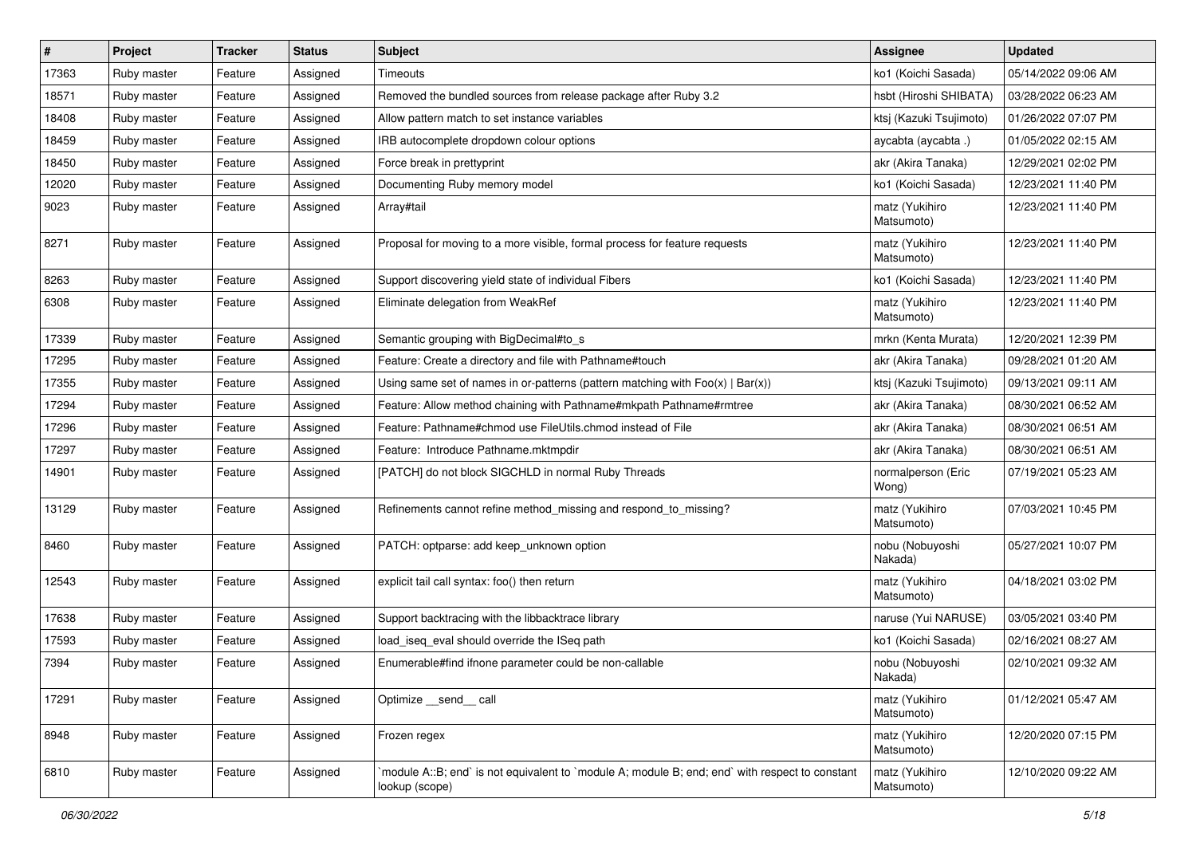| # | Project | Tracker | Status | Subject | Assignee | Updated |
|---|---|---|---|---|---|---|
| 17363 | Ruby master | Feature | Assigned | Timeouts | ko1 (Koichi Sasada) | 05/14/2022 09:06 AM |
| 18571 | Ruby master | Feature | Assigned | Removed the bundled sources from release package after Ruby 3.2 | hsbt (Hiroshi SHIBATA) | 03/28/2022 06:23 AM |
| 18408 | Ruby master | Feature | Assigned | Allow pattern match to set instance variables | ktsj (Kazuki Tsujimoto) | 01/26/2022 07:07 PM |
| 18459 | Ruby master | Feature | Assigned | IRB autocomplete dropdown colour options | aycabta (aycabta .) | 01/05/2022 02:15 AM |
| 18450 | Ruby master | Feature | Assigned | Force break in prettyprint | akr (Akira Tanaka) | 12/29/2021 02:02 PM |
| 12020 | Ruby master | Feature | Assigned | Documenting Ruby memory model | ko1 (Koichi Sasada) | 12/23/2021 11:40 PM |
| 9023 | Ruby master | Feature | Assigned | Array#tail | matz (Yukihiro Matsumoto) | 12/23/2021 11:40 PM |
| 8271 | Ruby master | Feature | Assigned | Proposal for moving to a more visible, formal process for feature requests | matz (Yukihiro Matsumoto) | 12/23/2021 11:40 PM |
| 8263 | Ruby master | Feature | Assigned | Support discovering yield state of individual Fibers | ko1 (Koichi Sasada) | 12/23/2021 11:40 PM |
| 6308 | Ruby master | Feature | Assigned | Eliminate delegation from WeakRef | matz (Yukihiro Matsumoto) | 12/23/2021 11:40 PM |
| 17339 | Ruby master | Feature | Assigned | Semantic grouping with BigDecimal#to_s | mrkn (Kenta Murata) | 12/20/2021 12:39 PM |
| 17295 | Ruby master | Feature | Assigned | Feature: Create a directory and file with Pathname#touch | akr (Akira Tanaka) | 09/28/2021 01:20 AM |
| 17355 | Ruby master | Feature | Assigned | Using same set of names in or-patterns (pattern matching with Foo(x) \| Bar(x)) | ktsj (Kazuki Tsujimoto) | 09/13/2021 09:11 AM |
| 17294 | Ruby master | Feature | Assigned | Feature: Allow method chaining with Pathname#mkpath Pathname#rmtree | akr (Akira Tanaka) | 08/30/2021 06:52 AM |
| 17296 | Ruby master | Feature | Assigned | Feature: Pathname#chmod use FileUtils.chmod instead of File | akr (Akira Tanaka) | 08/30/2021 06:51 AM |
| 17297 | Ruby master | Feature | Assigned | Feature: Introduce Pathname.mktmpdir | akr (Akira Tanaka) | 08/30/2021 06:51 AM |
| 14901 | Ruby master | Feature | Assigned | [PATCH] do not block SIGCHLD in normal Ruby Threads | normalperson (Eric Wong) | 07/19/2021 05:23 AM |
| 13129 | Ruby master | Feature | Assigned | Refinements cannot refine method_missing and respond_to_missing? | matz (Yukihiro Matsumoto) | 07/03/2021 10:45 PM |
| 8460 | Ruby master | Feature | Assigned | PATCH: optparse: add keep_unknown option | nobu (Nobuyoshi Nakada) | 05/27/2021 10:07 PM |
| 12543 | Ruby master | Feature | Assigned | explicit tail call syntax: foo() then return | matz (Yukihiro Matsumoto) | 04/18/2021 03:02 PM |
| 17638 | Ruby master | Feature | Assigned | Support backtracing with the libbacktrace library | naruse (Yui NARUSE) | 03/05/2021 03:40 PM |
| 17593 | Ruby master | Feature | Assigned | load_iseq_eval should override the ISeq path | ko1 (Koichi Sasada) | 02/16/2021 08:27 AM |
| 7394 | Ruby master | Feature | Assigned | Enumerable#find ifnone parameter could be non-callable | nobu (Nobuyoshi Nakada) | 02/10/2021 09:32 AM |
| 17291 | Ruby master | Feature | Assigned | Optimize __send__ call | matz (Yukihiro Matsumoto) | 01/12/2021 05:47 AM |
| 8948 | Ruby master | Feature | Assigned | Frozen regex | matz (Yukihiro Matsumoto) | 12/20/2020 07:15 PM |
| 6810 | Ruby master | Feature | Assigned | `module A::B; end` is not equivalent to `module A; module B; end; end` with respect to constant lookup (scope) | matz (Yukihiro Matsumoto) | 12/10/2020 09:22 AM |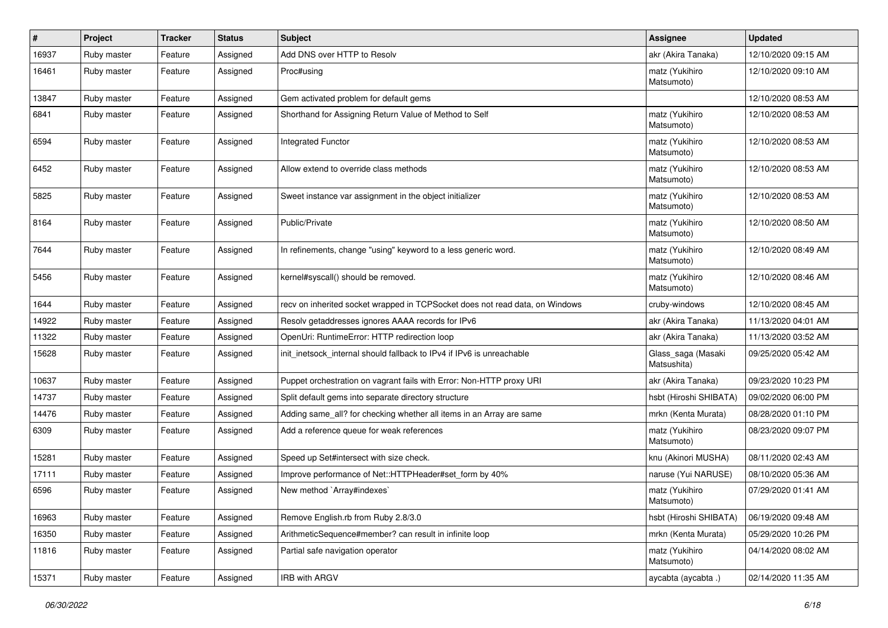| # | Project | Tracker | Status | Subject | Assignee | Updated |
|---|---|---|---|---|---|---|
| 16937 | Ruby master | Feature | Assigned | Add DNS over HTTP to Resolv | akr (Akira Tanaka) | 12/10/2020 09:15 AM |
| 16461 | Ruby master | Feature | Assigned | Proc#using | matz (Yukihiro Matsumoto) | 12/10/2020 09:10 AM |
| 13847 | Ruby master | Feature | Assigned | Gem activated problem for default gems | | 12/10/2020 08:53 AM |
| 6841 | Ruby master | Feature | Assigned | Shorthand for Assigning Return Value of Method to Self | matz (Yukihiro Matsumoto) | 12/10/2020 08:53 AM |
| 6594 | Ruby master | Feature | Assigned | Integrated Functor | matz (Yukihiro Matsumoto) | 12/10/2020 08:53 AM |
| 6452 | Ruby master | Feature | Assigned | Allow extend to override class methods | matz (Yukihiro Matsumoto) | 12/10/2020 08:53 AM |
| 5825 | Ruby master | Feature | Assigned | Sweet instance var assignment in the object initializer | matz (Yukihiro Matsumoto) | 12/10/2020 08:53 AM |
| 8164 | Ruby master | Feature | Assigned | Public/Private | matz (Yukihiro Matsumoto) | 12/10/2020 08:50 AM |
| 7644 | Ruby master | Feature | Assigned | In refinements, change "using" keyword to a less generic word. | matz (Yukihiro Matsumoto) | 12/10/2020 08:49 AM |
| 5456 | Ruby master | Feature | Assigned | kernel#syscall() should be removed. | matz (Yukihiro Matsumoto) | 12/10/2020 08:46 AM |
| 1644 | Ruby master | Feature | Assigned | recv on inherited socket wrapped in TCPSocket does not read data, on Windows | cruby-windows | 12/10/2020 08:45 AM |
| 14922 | Ruby master | Feature | Assigned | Resolv getaddresses ignores AAAA records for IPv6 | akr (Akira Tanaka) | 11/13/2020 04:01 AM |
| 11322 | Ruby master | Feature | Assigned | OpenUri: RuntimeError: HTTP redirection loop | akr (Akira Tanaka) | 11/13/2020 03:52 AM |
| 15628 | Ruby master | Feature | Assigned | init_inetsock_internal should fallback to IPv4 if IPv6 is unreachable | Glass_saga (Masaki Matsushita) | 09/25/2020 05:42 AM |
| 10637 | Ruby master | Feature | Assigned | Puppet orchestration on vagrant fails with Error: Non-HTTP proxy URI | akr (Akira Tanaka) | 09/23/2020 10:23 PM |
| 14737 | Ruby master | Feature | Assigned | Split default gems into separate directory structure | hsbt (Hiroshi SHIBATA) | 09/02/2020 06:00 PM |
| 14476 | Ruby master | Feature | Assigned | Adding same_all? for checking whether all items in an Array are same | mrkn (Kenta Murata) | 08/28/2020 01:10 PM |
| 6309 | Ruby master | Feature | Assigned | Add a reference queue for weak references | matz (Yukihiro Matsumoto) | 08/23/2020 09:07 PM |
| 15281 | Ruby master | Feature | Assigned | Speed up Set#intersect with size check. | knu (Akinori MUSHA) | 08/11/2020 02:43 AM |
| 17111 | Ruby master | Feature | Assigned | Improve performance of Net::HTTPHeader#set_form by 40% | naruse (Yui NARUSE) | 08/10/2020 05:36 AM |
| 6596 | Ruby master | Feature | Assigned | New method `Array#indexes` | matz (Yukihiro Matsumoto) | 07/29/2020 01:41 AM |
| 16963 | Ruby master | Feature | Assigned | Remove English.rb from Ruby 2.8/3.0 | hsbt (Hiroshi SHIBATA) | 06/19/2020 09:48 AM |
| 16350 | Ruby master | Feature | Assigned | ArithmeticSequence#member? can result in infinite loop | mrkn (Kenta Murata) | 05/29/2020 10:26 PM |
| 11816 | Ruby master | Feature | Assigned | Partial safe navigation operator | matz (Yukihiro Matsumoto) | 04/14/2020 08:02 AM |
| 15371 | Ruby master | Feature | Assigned | IRB with ARGV | aycabta (aycabta .) | 02/14/2020 11:35 AM |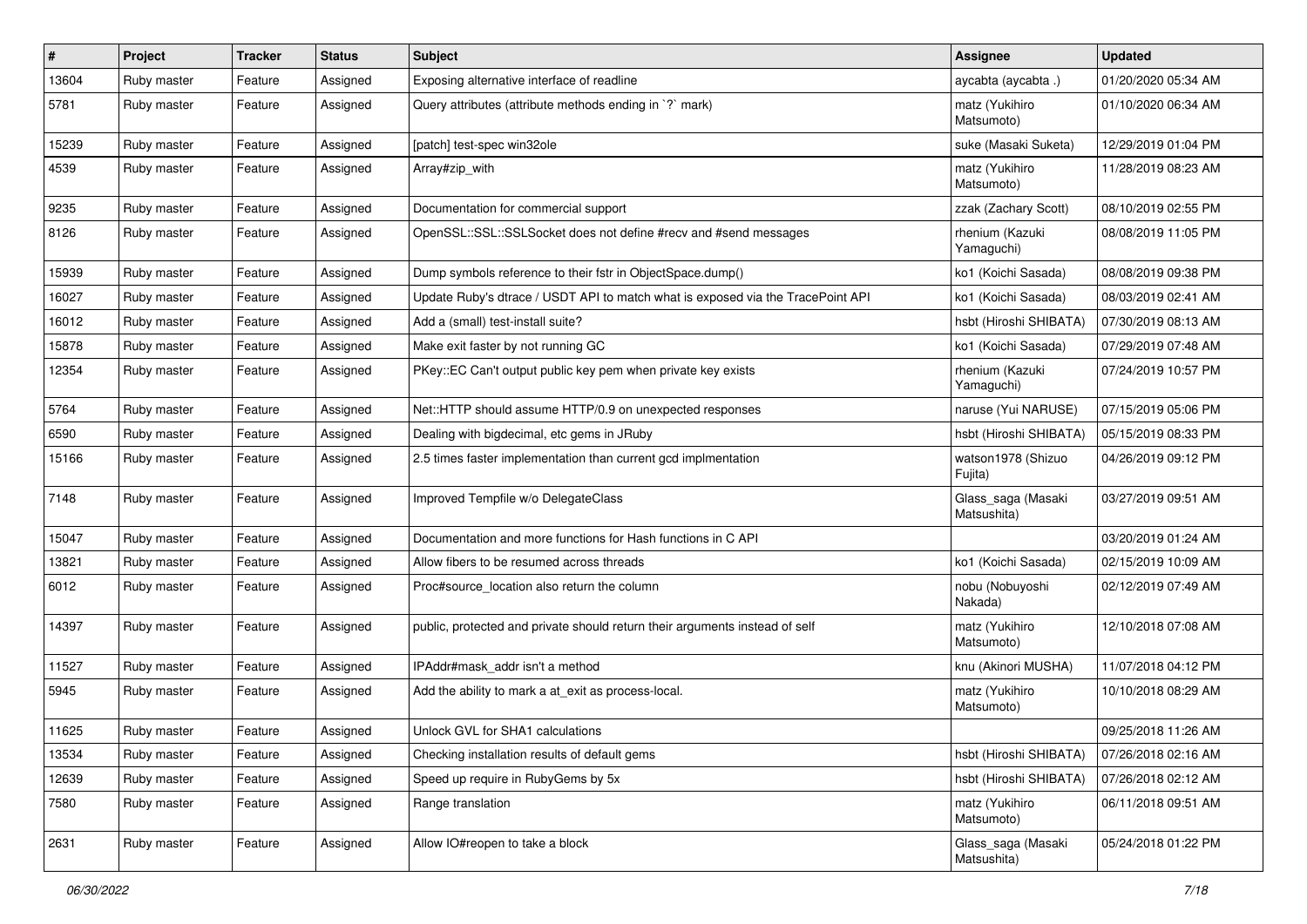| # | Project | Tracker | Status | Subject | Assignee | Updated |
|---|---|---|---|---|---|---|
| 13604 | Ruby master | Feature | Assigned | Exposing alternative interface of readline | aycabta (aycabta .) | 01/20/2020 05:34 AM |
| 5781 | Ruby master | Feature | Assigned | Query attributes (attribute methods ending in `?` mark) | matz (Yukihiro Matsumoto) | 01/10/2020 06:34 AM |
| 15239 | Ruby master | Feature | Assigned | [patch] test-spec win32ole | suke (Masaki Suketa) | 12/29/2019 01:04 PM |
| 4539 | Ruby master | Feature | Assigned | Array#zip_with | matz (Yukihiro Matsumoto) | 11/28/2019 08:23 AM |
| 9235 | Ruby master | Feature | Assigned | Documentation for commercial support | zzak (Zachary Scott) | 08/10/2019 02:55 PM |
| 8126 | Ruby master | Feature | Assigned | OpenSSL::SSL::SSLSocket does not define #recv and #send messages | rhenium (Kazuki Yamaguchi) | 08/08/2019 11:05 PM |
| 15939 | Ruby master | Feature | Assigned | Dump symbols reference to their fstr in ObjectSpace.dump() | ko1 (Koichi Sasada) | 08/08/2019 09:38 PM |
| 16027 | Ruby master | Feature | Assigned | Update Ruby's dtrace / USDT API to match what is exposed via the TracePoint API | ko1 (Koichi Sasada) | 08/03/2019 02:41 AM |
| 16012 | Ruby master | Feature | Assigned | Add a (small) test-install suite? | hsbt (Hiroshi SHIBATA) | 07/30/2019 08:13 AM |
| 15878 | Ruby master | Feature | Assigned | Make exit faster by not running GC | ko1 (Koichi Sasada) | 07/29/2019 07:48 AM |
| 12354 | Ruby master | Feature | Assigned | PKey::EC Can't output public key pem when private key exists | rhenium (Kazuki Yamaguchi) | 07/24/2019 10:57 PM |
| 5764 | Ruby master | Feature | Assigned | Net::HTTP should assume HTTP/0.9 on unexpected responses | naruse (Yui NARUSE) | 07/15/2019 05:06 PM |
| 6590 | Ruby master | Feature | Assigned | Dealing with bigdecimal, etc gems in JRuby | hsbt (Hiroshi SHIBATA) | 05/15/2019 08:33 PM |
| 15166 | Ruby master | Feature | Assigned | 2.5 times faster implementation than current gcd implmentation | watson1978 (Shizuo Fujita) | 04/26/2019 09:12 PM |
| 7148 | Ruby master | Feature | Assigned | Improved Tempfile w/o DelegateClass | Glass_saga (Masaki Matsushita) | 03/27/2019 09:51 AM |
| 15047 | Ruby master | Feature | Assigned | Documentation and more functions for Hash functions in C API | | 03/20/2019 01:24 AM |
| 13821 | Ruby master | Feature | Assigned | Allow fibers to be resumed across threads | ko1 (Koichi Sasada) | 02/15/2019 10:09 AM |
| 6012 | Ruby master | Feature | Assigned | Proc#source_location also return the column | nobu (Nobuyoshi Nakada) | 02/12/2019 07:49 AM |
| 14397 | Ruby master | Feature | Assigned | public, protected and private should return their arguments instead of self | matz (Yukihiro Matsumoto) | 12/10/2018 07:08 AM |
| 11527 | Ruby master | Feature | Assigned | IPAddr#mask_addr isn't a method | knu (Akinori MUSHA) | 11/07/2018 04:12 PM |
| 5945 | Ruby master | Feature | Assigned | Add the ability to mark a at_exit as process-local. | matz (Yukihiro Matsumoto) | 10/10/2018 08:29 AM |
| 11625 | Ruby master | Feature | Assigned | Unlock GVL for SHA1 calculations | | 09/25/2018 11:26 AM |
| 13534 | Ruby master | Feature | Assigned | Checking installation results of default gems | hsbt (Hiroshi SHIBATA) | 07/26/2018 02:16 AM |
| 12639 | Ruby master | Feature | Assigned | Speed up require in RubyGems by 5x | hsbt (Hiroshi SHIBATA) | 07/26/2018 02:12 AM |
| 7580 | Ruby master | Feature | Assigned | Range translation | matz (Yukihiro Matsumoto) | 06/11/2018 09:51 AM |
| 2631 | Ruby master | Feature | Assigned | Allow IO#reopen to take a block | Glass_saga (Masaki Matsushita) | 05/24/2018 01:22 PM |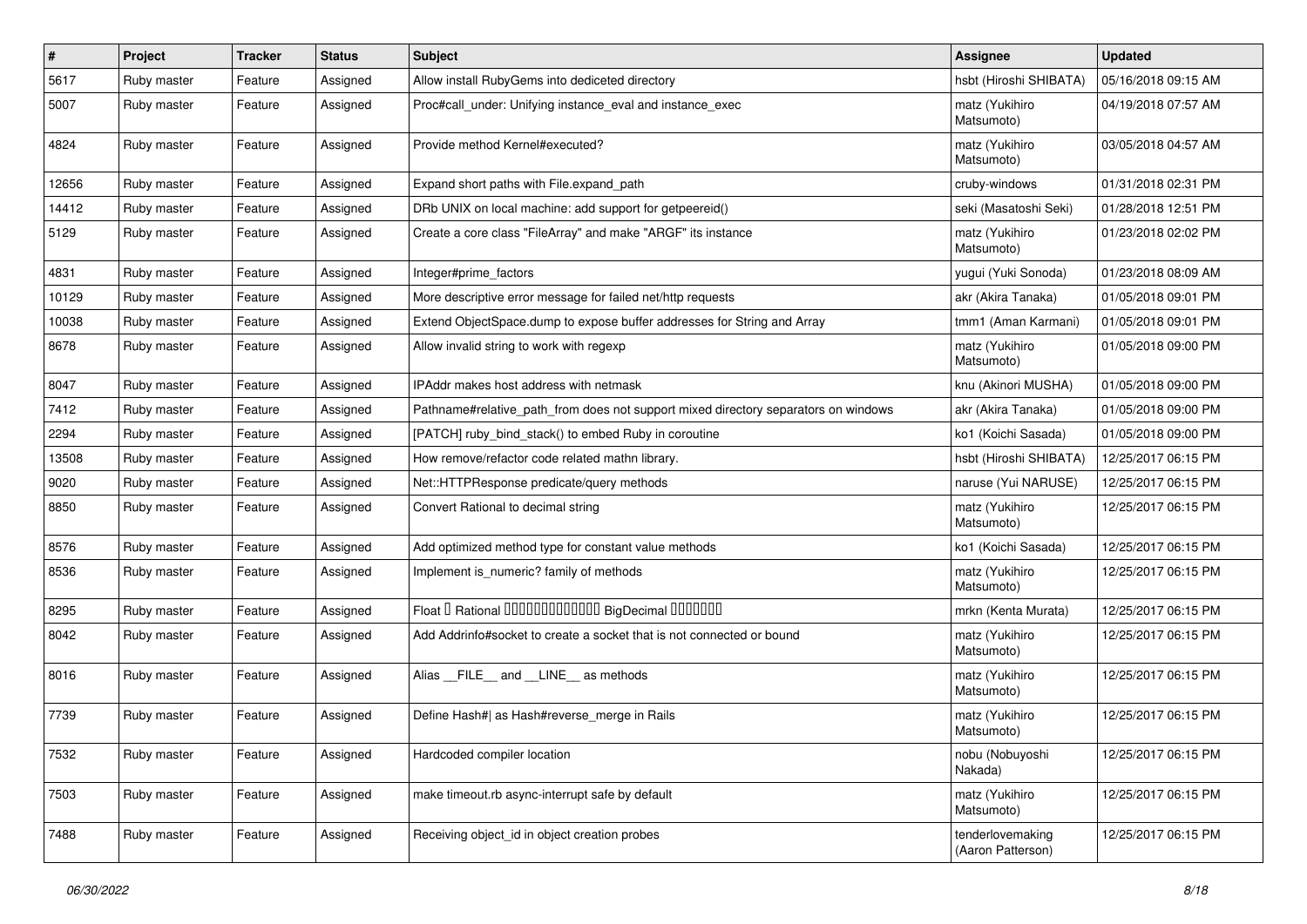| # | Project | Tracker | Status | Subject | Assignee | Updated |
|---|---|---|---|---|---|---|
| 5617 | Ruby master | Feature | Assigned | Allow install RubyGems into dediceted directory | hsbt (Hiroshi SHIBATA) | 05/16/2018 09:15 AM |
| 5007 | Ruby master | Feature | Assigned | Proc#call_under: Unifying instance_eval and instance_exec | matz (Yukihiro Matsumoto) | 04/19/2018 07:57 AM |
| 4824 | Ruby master | Feature | Assigned | Provide method Kernel#executed? | matz (Yukihiro Matsumoto) | 03/05/2018 04:57 AM |
| 12656 | Ruby master | Feature | Assigned | Expand short paths with File.expand_path | cruby-windows | 01/31/2018 02:31 PM |
| 14412 | Ruby master | Feature | Assigned | DRb UNIX on local machine: add support for getpeereid() | seki (Masatoshi Seki) | 01/28/2018 12:51 PM |
| 5129 | Ruby master | Feature | Assigned | Create a core class "FileArray" and make "ARGF" its instance | matz (Yukihiro Matsumoto) | 01/23/2018 02:02 PM |
| 4831 | Ruby master | Feature | Assigned | Integer#prime_factors | yugui (Yuki Sonoda) | 01/23/2018 08:09 AM |
| 10129 | Ruby master | Feature | Assigned | More descriptive error message for failed net/http requests | akr (Akira Tanaka) | 01/05/2018 09:01 PM |
| 10038 | Ruby master | Feature | Assigned | Extend ObjectSpace.dump to expose buffer addresses for String and Array | tmm1 (Aman Karmani) | 01/05/2018 09:01 PM |
| 8678 | Ruby master | Feature | Assigned | Allow invalid string to work with regexp | matz (Yukihiro Matsumoto) | 01/05/2018 09:00 PM |
| 8047 | Ruby master | Feature | Assigned | IPAddr makes host address with netmask | knu (Akinori MUSHA) | 01/05/2018 09:00 PM |
| 7412 | Ruby master | Feature | Assigned | Pathname#relative_path_from does not support mixed directory separators on windows | akr (Akira Tanaka) | 01/05/2018 09:00 PM |
| 2294 | Ruby master | Feature | Assigned | [PATCH] ruby_bind_stack() to embed Ruby in coroutine | ko1 (Koichi Sasada) | 01/05/2018 09:00 PM |
| 13508 | Ruby master | Feature | Assigned | How remove/refactor code related mathn library. | hsbt (Hiroshi SHIBATA) | 12/25/2017 06:15 PM |
| 9020 | Ruby master | Feature | Assigned | Net::HTTPResponse predicate/query methods | naruse (Yui NARUSE) | 12/25/2017 06:15 PM |
| 8850 | Ruby master | Feature | Assigned | Convert Rational to decimal string | matz (Yukihiro Matsumoto) | 12/25/2017 06:15 PM |
| 8576 | Ruby master | Feature | Assigned | Add optimized method type for constant value methods | ko1 (Koichi Sasada) | 12/25/2017 06:15 PM |
| 8536 | Ruby master | Feature | Assigned | Implement is_numeric? family of methods | matz (Yukihiro Matsumoto) | 12/25/2017 06:15 PM |
| 8295 | Ruby master | Feature | Assigned | Float or Rational BigDecimal | mrkn (Kenta Murata) | 12/25/2017 06:15 PM |
| 8042 | Ruby master | Feature | Assigned | Add Addrinfo#socket to create a socket that is not connected or bound | matz (Yukihiro Matsumoto) | 12/25/2017 06:15 PM |
| 8016 | Ruby master | Feature | Assigned | Alias __FILE__ and __LINE__ as methods | matz (Yukihiro Matsumoto) | 12/25/2017 06:15 PM |
| 7739 | Ruby master | Feature | Assigned | Define Hash#\| as Hash#reverse_merge in Rails | matz (Yukihiro Matsumoto) | 12/25/2017 06:15 PM |
| 7532 | Ruby master | Feature | Assigned | Hardcoded compiler location | nobu (Nobuyoshi Nakada) | 12/25/2017 06:15 PM |
| 7503 | Ruby master | Feature | Assigned | make timeout.rb async-interrupt safe by default | matz (Yukihiro Matsumoto) | 12/25/2017 06:15 PM |
| 7488 | Ruby master | Feature | Assigned | Receiving object_id in object creation probes | tenderlovemaking (Aaron Patterson) | 12/25/2017 06:15 PM |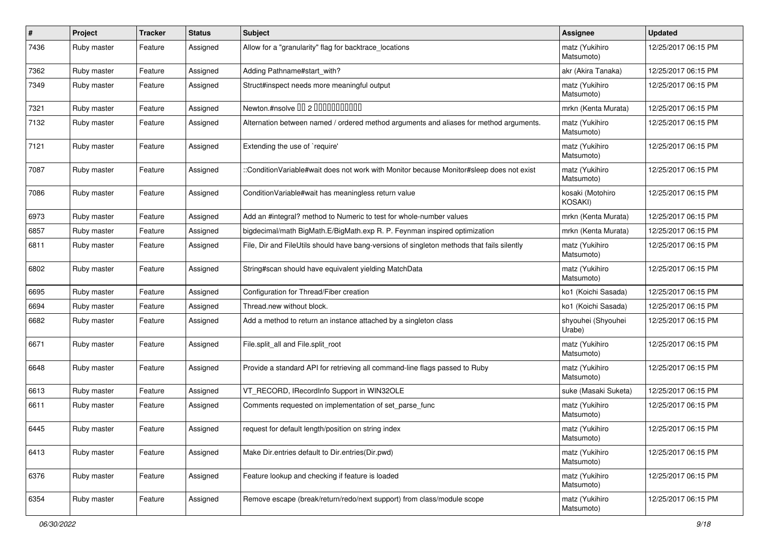| # | Project | Tracker | Status | Subject | Assignee | Updated |
|---|---|---|---|---|---|---|
| 7436 | Ruby master | Feature | Assigned | Allow for a "granularity" flag for backtrace_locations | matz (Yukihiro Matsumoto) | 12/25/2017 06:15 PM |
| 7362 | Ruby master | Feature | Assigned | Adding Pathname#start_with? | akr (Akira Tanaka) | 12/25/2017 06:15 PM |
| 7349 | Ruby master | Feature | Assigned | Struct#inspect needs more meaningful output | matz (Yukihiro Matsumoto) | 12/25/2017 06:15 PM |
| 7321 | Ruby master | Feature | Assigned | Newton.#nsolve 00 2 0000000000 | mrkn (Kenta Murata) | 12/25/2017 06:15 PM |
| 7132 | Ruby master | Feature | Assigned | Alternation between named / ordered method arguments and aliases for method arguments. | matz (Yukihiro Matsumoto) | 12/25/2017 06:15 PM |
| 7121 | Ruby master | Feature | Assigned | Extending the use of `require' | matz (Yukihiro Matsumoto) | 12/25/2017 06:15 PM |
| 7087 | Ruby master | Feature | Assigned | ::ConditionVariable#wait does not work with Monitor because Monitor#sleep does not exist | matz (Yukihiro Matsumoto) | 12/25/2017 06:15 PM |
| 7086 | Ruby master | Feature | Assigned | ConditionVariable#wait has meaningless return value | kosaki (Motohiro KOSAKI) | 12/25/2017 06:15 PM |
| 6973 | Ruby master | Feature | Assigned | Add an #integral? method to Numeric to test for whole-number values | mrkn (Kenta Murata) | 12/25/2017 06:15 PM |
| 6857 | Ruby master | Feature | Assigned | bigdecimal/math BigMath.E/BigMath.exp R. P. Feynman inspired optimization | mrkn (Kenta Murata) | 12/25/2017 06:15 PM |
| 6811 | Ruby master | Feature | Assigned | File, Dir and FileUtils should have bang-versions of singleton methods that fails silently | matz (Yukihiro Matsumoto) | 12/25/2017 06:15 PM |
| 6802 | Ruby master | Feature | Assigned | String#scan should have equivalent yielding MatchData | matz (Yukihiro Matsumoto) | 12/25/2017 06:15 PM |
| 6695 | Ruby master | Feature | Assigned | Configuration for Thread/Fiber creation | ko1 (Koichi Sasada) | 12/25/2017 06:15 PM |
| 6694 | Ruby master | Feature | Assigned | Thread.new without block. | ko1 (Koichi Sasada) | 12/25/2017 06:15 PM |
| 6682 | Ruby master | Feature | Assigned | Add a method to return an instance attached by a singleton class | shyouhei (Shyouhei Urabe) | 12/25/2017 06:15 PM |
| 6671 | Ruby master | Feature | Assigned | File.split_all and File.split_root | matz (Yukihiro Matsumoto) | 12/25/2017 06:15 PM |
| 6648 | Ruby master | Feature | Assigned | Provide a standard API for retrieving all command-line flags passed to Ruby | matz (Yukihiro Matsumoto) | 12/25/2017 06:15 PM |
| 6613 | Ruby master | Feature | Assigned | VT_RECORD, IRecordInfo Support in WIN32OLE | suke (Masaki Suketa) | 12/25/2017 06:15 PM |
| 6611 | Ruby master | Feature | Assigned | Comments requested on implementation of set_parse_func | matz (Yukihiro Matsumoto) | 12/25/2017 06:15 PM |
| 6445 | Ruby master | Feature | Assigned | request for default length/position on string index | matz (Yukihiro Matsumoto) | 12/25/2017 06:15 PM |
| 6413 | Ruby master | Feature | Assigned | Make Dir.entries default to Dir.entries(Dir.pwd) | matz (Yukihiro Matsumoto) | 12/25/2017 06:15 PM |
| 6376 | Ruby master | Feature | Assigned | Feature lookup and checking if feature is loaded | matz (Yukihiro Matsumoto) | 12/25/2017 06:15 PM |
| 6354 | Ruby master | Feature | Assigned | Remove escape (break/return/redo/next support) from class/module scope | matz (Yukihiro Matsumoto) | 12/25/2017 06:15 PM |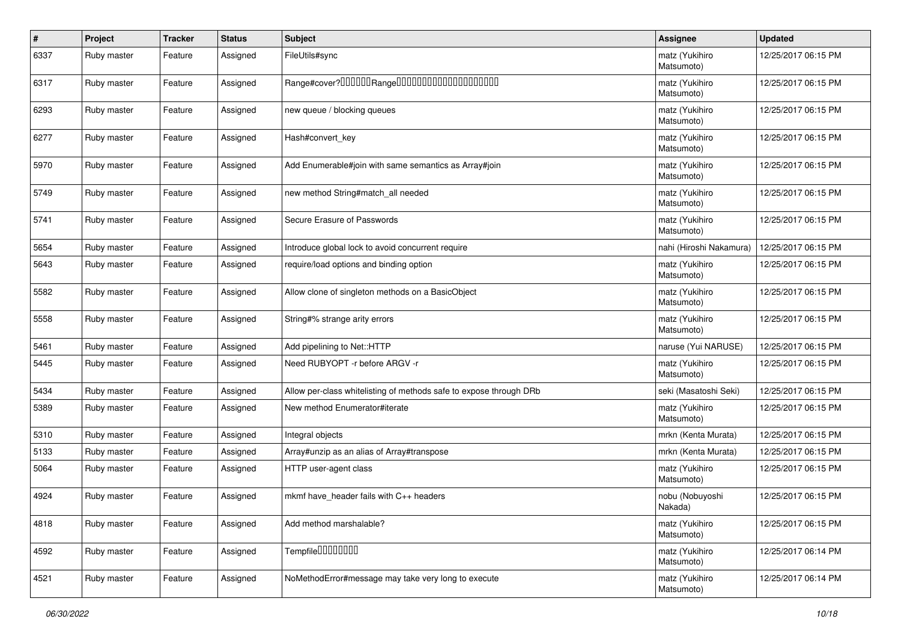| # | Project | Tracker | Status | Subject | Assignee | Updated |
|---|---|---|---|---|---|---|
| 6337 | Ruby master | Feature | Assigned | FileUtils#sync | matz (Yukihiro Matsumoto) | 12/25/2017 06:15 PM |
| 6317 | Ruby master | Feature | Assigned | Range#cover?□□□□□□Range□□□□□□□□□□□□□□□□□□□□ | matz (Yukihiro Matsumoto) | 12/25/2017 06:15 PM |
| 6293 | Ruby master | Feature | Assigned | new queue / blocking queues | matz (Yukihiro Matsumoto) | 12/25/2017 06:15 PM |
| 6277 | Ruby master | Feature | Assigned | Hash#convert_key | matz (Yukihiro Matsumoto) | 12/25/2017 06:15 PM |
| 5970 | Ruby master | Feature | Assigned | Add Enumerable#join with same semantics as Array#join | matz (Yukihiro Matsumoto) | 12/25/2017 06:15 PM |
| 5749 | Ruby master | Feature | Assigned | new method String#match_all needed | matz (Yukihiro Matsumoto) | 12/25/2017 06:15 PM |
| 5741 | Ruby master | Feature | Assigned | Secure Erasure of Passwords | matz (Yukihiro Matsumoto) | 12/25/2017 06:15 PM |
| 5654 | Ruby master | Feature | Assigned | Introduce global lock to avoid concurrent require | nahi (Hiroshi Nakamura) | 12/25/2017 06:15 PM |
| 5643 | Ruby master | Feature | Assigned | require/load options and binding option | matz (Yukihiro Matsumoto) | 12/25/2017 06:15 PM |
| 5582 | Ruby master | Feature | Assigned | Allow clone of singleton methods on a BasicObject | matz (Yukihiro Matsumoto) | 12/25/2017 06:15 PM |
| 5558 | Ruby master | Feature | Assigned | String#% strange arity errors | matz (Yukihiro Matsumoto) | 12/25/2017 06:15 PM |
| 5461 | Ruby master | Feature | Assigned | Add pipelining to Net::HTTP | naruse (Yui NARUSE) | 12/25/2017 06:15 PM |
| 5445 | Ruby master | Feature | Assigned | Need RUBYOPT -r before ARGV -r | matz (Yukihiro Matsumoto) | 12/25/2017 06:15 PM |
| 5434 | Ruby master | Feature | Assigned | Allow per-class whitelisting of methods safe to expose through DRb | seki (Masatoshi Seki) | 12/25/2017 06:15 PM |
| 5389 | Ruby master | Feature | Assigned | New method Enumerator#iterate | matz (Yukihiro Matsumoto) | 12/25/2017 06:15 PM |
| 5310 | Ruby master | Feature | Assigned | Integral objects | mrkn (Kenta Murata) | 12/25/2017 06:15 PM |
| 5133 | Ruby master | Feature | Assigned | Array#unzip as an alias of Array#transpose | mrkn (Kenta Murata) | 12/25/2017 06:15 PM |
| 5064 | Ruby master | Feature | Assigned | HTTP user-agent class | matz (Yukihiro Matsumoto) | 12/25/2017 06:15 PM |
| 4924 | Ruby master | Feature | Assigned | mkmf have_header fails with C++ headers | nobu (Nobuyoshi Nakada) | 12/25/2017 06:15 PM |
| 4818 | Ruby master | Feature | Assigned | Add method marshalable? | matz (Yukihiro Matsumoto) | 12/25/2017 06:15 PM |
| 4592 | Ruby master | Feature | Assigned | Tempfile□□□□□□□□ | matz (Yukihiro Matsumoto) | 12/25/2017 06:14 PM |
| 4521 | Ruby master | Feature | Assigned | NoMethodError#message may take very long to execute | matz (Yukihiro Matsumoto) | 12/25/2017 06:14 PM |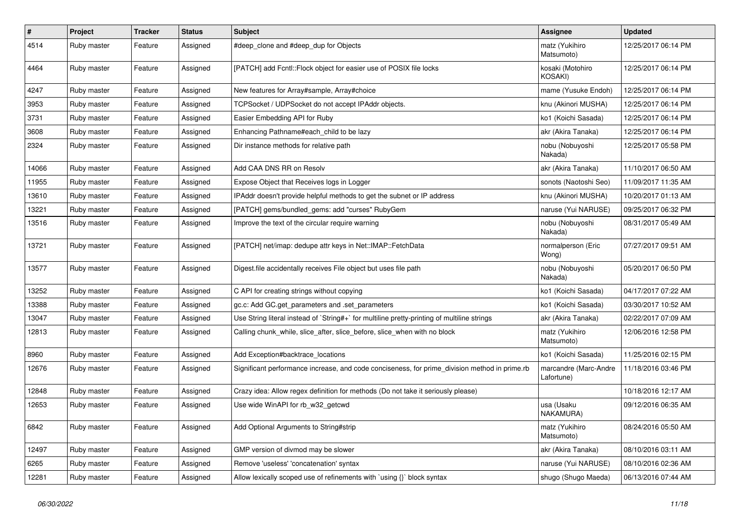| # | Project | Tracker | Status | Subject | Assignee | Updated |
|---|---|---|---|---|---|---|
| 4514 | Ruby master | Feature | Assigned | #deep_clone and #deep_dup for Objects | matz (Yukihiro Matsumoto) | 12/25/2017 06:14 PM |
| 4464 | Ruby master | Feature | Assigned | [PATCH] add Fcntl::Flock object for easier use of POSIX file locks | kosaki (Motohiro KOSAKI) | 12/25/2017 06:14 PM |
| 4247 | Ruby master | Feature | Assigned | New features for Array#sample, Array#choice | mame (Yusuke Endoh) | 12/25/2017 06:14 PM |
| 3953 | Ruby master | Feature | Assigned | TCPSocket / UDPSocket do not accept IPAddr objects. | knu (Akinori MUSHA) | 12/25/2017 06:14 PM |
| 3731 | Ruby master | Feature | Assigned | Easier Embedding API for Ruby | ko1 (Koichi Sasada) | 12/25/2017 06:14 PM |
| 3608 | Ruby master | Feature | Assigned | Enhancing Pathname#each_child to be lazy | akr (Akira Tanaka) | 12/25/2017 06:14 PM |
| 2324 | Ruby master | Feature | Assigned | Dir instance methods for relative path | nobu (Nobuyoshi Nakada) | 12/25/2017 05:58 PM |
| 14066 | Ruby master | Feature | Assigned | Add CAA DNS RR on Resolv | akr (Akira Tanaka) | 11/10/2017 06:50 AM |
| 11955 | Ruby master | Feature | Assigned | Expose Object that Receives logs in Logger | sonots (Naotoshi Seo) | 11/09/2017 11:35 AM |
| 13610 | Ruby master | Feature | Assigned | IPAddr doesn't provide helpful methods to get the subnet or IP address | knu (Akinori MUSHA) | 10/20/2017 01:13 AM |
| 13221 | Ruby master | Feature | Assigned | [PATCH] gems/bundled_gems: add "curses" RubyGem | naruse (Yui NARUSE) | 09/25/2017 06:32 PM |
| 13516 | Ruby master | Feature | Assigned | Improve the text of the circular require warning | nobu (Nobuyoshi Nakada) | 08/31/2017 05:49 AM |
| 13721 | Ruby master | Feature | Assigned | [PATCH] net/imap: dedupe attr keys in Net::IMAP::FetchData | normalperson (Eric Wong) | 07/27/2017 09:51 AM |
| 13577 | Ruby master | Feature | Assigned | Digest.file accidentally receives File object but uses file path | nobu (Nobuyoshi Nakada) | 05/20/2017 06:50 PM |
| 13252 | Ruby master | Feature | Assigned | C API for creating strings without copying | ko1 (Koichi Sasada) | 04/17/2017 07:22 AM |
| 13388 | Ruby master | Feature | Assigned | gc.c: Add GC.get_parameters and .set_parameters | ko1 (Koichi Sasada) | 03/30/2017 10:52 AM |
| 13047 | Ruby master | Feature | Assigned | Use String literal instead of `String#+` for multiline pretty-printing of multiline strings | akr (Akira Tanaka) | 02/22/2017 07:09 AM |
| 12813 | Ruby master | Feature | Assigned | Calling chunk_while, slice_after, slice_before, slice_when with no block | matz (Yukihiro Matsumoto) | 12/06/2016 12:58 PM |
| 8960 | Ruby master | Feature | Assigned | Add Exception#backtrace_locations | ko1 (Koichi Sasada) | 11/25/2016 02:15 PM |
| 12676 | Ruby master | Feature | Assigned | Significant performance increase, and code conciseness, for prime_division method in prime.rb | marcandre (Marc-Andre Lafortune) | 11/18/2016 03:46 PM |
| 12848 | Ruby master | Feature | Assigned | Crazy idea: Allow regex definition for methods (Do not take it seriously please) | | 10/18/2016 12:17 AM |
| 12653 | Ruby master | Feature | Assigned | Use wide WinAPI for rb_w32_getcwd | usa (Usaku NAKAMURA) | 09/12/2016 06:35 AM |
| 6842 | Ruby master | Feature | Assigned | Add Optional Arguments to String#strip | matz (Yukihiro Matsumoto) | 08/24/2016 05:50 AM |
| 12497 | Ruby master | Feature | Assigned | GMP version of divmod may be slower | akr (Akira Tanaka) | 08/10/2016 03:11 AM |
| 6265 | Ruby master | Feature | Assigned | Remove 'useless' 'concatenation' syntax | naruse (Yui NARUSE) | 08/10/2016 02:36 AM |
| 12281 | Ruby master | Feature | Assigned | Allow lexically scoped use of refinements with `using {}` block syntax | shugo (Shugo Maeda) | 06/13/2016 07:44 AM |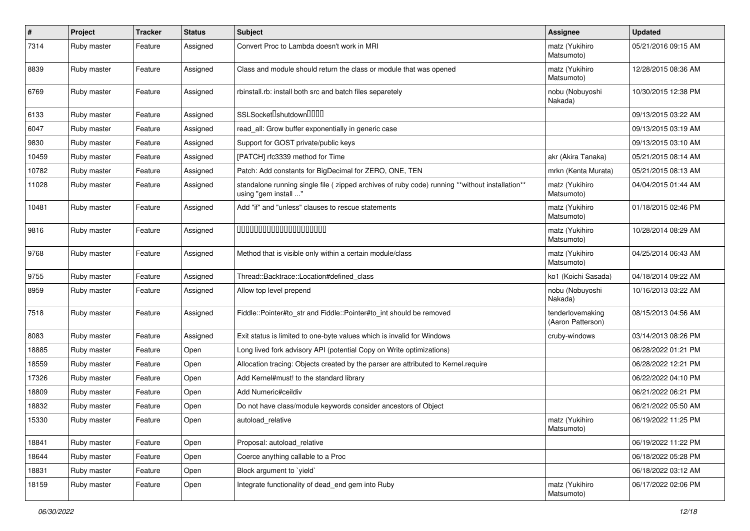| # | Project | Tracker | Status | Subject | Assignee | Updated |
|---|---|---|---|---|---|---|
| 7314 | Ruby master | Feature | Assigned | Convert Proc to Lambda doesn't work in MRI | matz (Yukihiro Matsumoto) | 05/21/2016 09:15 AM |
| 8839 | Ruby master | Feature | Assigned | Class and module should return the class or module that was opened | matz (Yukihiro Matsumoto) | 12/28/2015 08:36 AM |
| 6769 | Ruby master | Feature | Assigned | rbinstall.rb: install both src and batch files separetely | nobu (Nobuyoshi Nakada) | 10/30/2015 12:38 PM |
| 6133 | Ruby master | Feature | Assigned | SSLSocket�shutdown���� | | 09/13/2015 03:22 AM |
| 6047 | Ruby master | Feature | Assigned | read_all: Grow buffer exponentially in generic case | | 09/13/2015 03:19 AM |
| 9830 | Ruby master | Feature | Assigned | Support for GOST private/public keys | | 09/13/2015 03:10 AM |
| 10459 | Ruby master | Feature | Assigned | [PATCH] rfc3339 method for Time | akr (Akira Tanaka) | 05/21/2015 08:14 AM |
| 10782 | Ruby master | Feature | Assigned | Patch: Add constants for BigDecimal for ZERO, ONE, TEN | mrkn (Kenta Murata) | 05/21/2015 08:13 AM |
| 11028 | Ruby master | Feature | Assigned | standalone running single file ( zipped archives of ruby code) running **without installation** using "gem install ..." | matz (Yukihiro Matsumoto) | 04/04/2015 01:44 AM |
| 10481 | Ruby master | Feature | Assigned | Add "if" and "unless" clauses to rescue statements | matz (Yukihiro Matsumoto) | 01/18/2015 02:46 PM |
| 9816 | Ruby master | Feature | Assigned | ���������������������� | matz (Yukihiro Matsumoto) | 10/28/2014 08:29 AM |
| 9768 | Ruby master | Feature | Assigned | Method that is visible only within a certain module/class | matz (Yukihiro Matsumoto) | 04/25/2014 06:43 AM |
| 9755 | Ruby master | Feature | Assigned | Thread::Backtrace::Location#defined_class | ko1 (Koichi Sasada) | 04/18/2014 09:22 AM |
| 8959 | Ruby master | Feature | Assigned | Allow top level prepend | nobu (Nobuyoshi Nakada) | 10/16/2013 03:22 AM |
| 7518 | Ruby master | Feature | Assigned | Fiddle::Pointer#to_str and Fiddle::Pointer#to_int should be removed | tenderlovemaking (Aaron Patterson) | 08/15/2013 04:56 AM |
| 8083 | Ruby master | Feature | Assigned | Exit status is limited to one-byte values which is invalid for Windows | cruby-windows | 03/14/2013 08:26 PM |
| 18885 | Ruby master | Feature | Open | Long lived fork advisory API (potential Copy on Write optimizations) | | 06/28/2022 01:21 PM |
| 18559 | Ruby master | Feature | Open | Allocation tracing: Objects created by the parser are attributed to Kernel.require | | 06/28/2022 12:21 PM |
| 17326 | Ruby master | Feature | Open | Add Kernel#must! to the standard library | | 06/22/2022 04:10 PM |
| 18809 | Ruby master | Feature | Open | Add Numeric#ceildiv | | 06/21/2022 06:21 PM |
| 18832 | Ruby master | Feature | Open | Do not have class/module keywords consider ancestors of Object | | 06/21/2022 05:50 AM |
| 15330 | Ruby master | Feature | Open | autoload_relative | matz (Yukihiro Matsumoto) | 06/19/2022 11:25 PM |
| 18841 | Ruby master | Feature | Open | Proposal: autoload_relative | | 06/19/2022 11:22 PM |
| 18644 | Ruby master | Feature | Open | Coerce anything callable to a Proc | | 06/18/2022 05:28 PM |
| 18831 | Ruby master | Feature | Open | Block argument to `yield` | | 06/18/2022 03:12 AM |
| 18159 | Ruby master | Feature | Open | Integrate functionality of dead_end gem into Ruby | matz (Yukihiro Matsumoto) | 06/17/2022 02:06 PM |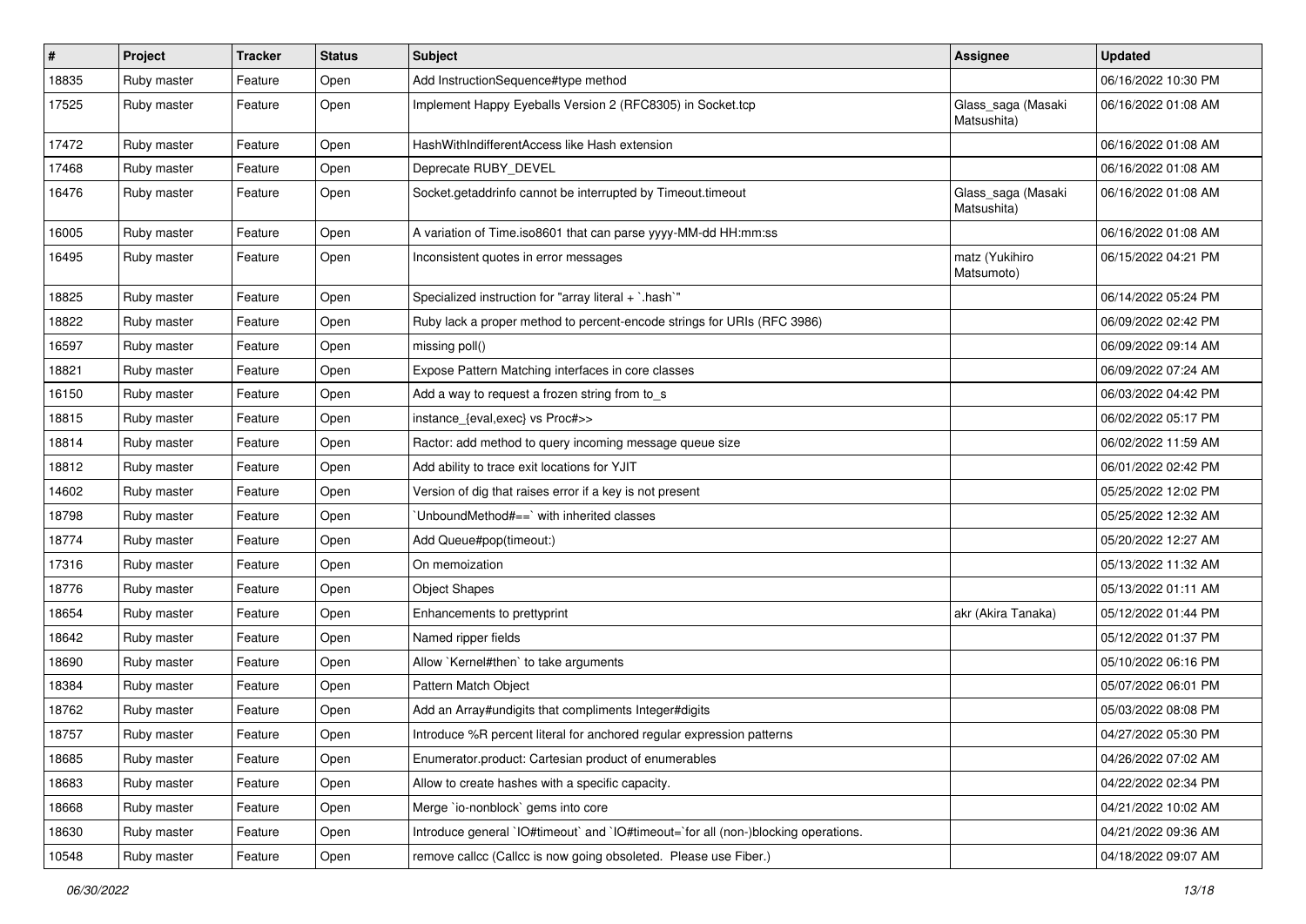| # | Project | Tracker | Status | Subject | Assignee | Updated |
| --- | --- | --- | --- | --- | --- | --- |
| 18835 | Ruby master | Feature | Open | Add InstructionSequence#type method | | 06/16/2022 10:30 PM |
| 17525 | Ruby master | Feature | Open | Implement Happy Eyeballs Version 2 (RFC8305) in Socket.tcp | Glass_saga (Masaki Matsushita) | 06/16/2022 01:08 AM |
| 17472 | Ruby master | Feature | Open | HashWithIndifferentAccess like Hash extension | | 06/16/2022 01:08 AM |
| 17468 | Ruby master | Feature | Open | Deprecate RUBY_DEVEL | | 06/16/2022 01:08 AM |
| 16476 | Ruby master | Feature | Open | Socket.getaddrinfo cannot be interrupted by Timeout.timeout | Glass_saga (Masaki Matsushita) | 06/16/2022 01:08 AM |
| 16005 | Ruby master | Feature | Open | A variation of Time.iso8601 that can parse yyyy-MM-dd HH:mm:ss | | 06/16/2022 01:08 AM |
| 16495 | Ruby master | Feature | Open | Inconsistent quotes in error messages | matz (Yukihiro Matsumoto) | 06/15/2022 04:21 PM |
| 18825 | Ruby master | Feature | Open | Specialized instruction for "array literal + `.hash`" | | 06/14/2022 05:24 PM |
| 18822 | Ruby master | Feature | Open | Ruby lack a proper method to percent-encode strings for URIs (RFC 3986) | | 06/09/2022 02:42 PM |
| 16597 | Ruby master | Feature | Open | missing poll() | | 06/09/2022 09:14 AM |
| 18821 | Ruby master | Feature | Open | Expose Pattern Matching interfaces in core classes | | 06/09/2022 07:24 AM |
| 16150 | Ruby master | Feature | Open | Add a way to request a frozen string from to_s | | 06/03/2022 04:42 PM |
| 18815 | Ruby master | Feature | Open | instance_{eval,exec} vs Proc#>> | | 06/02/2022 05:17 PM |
| 18814 | Ruby master | Feature | Open | Ractor: add method to query incoming message queue size | | 06/02/2022 11:59 AM |
| 18812 | Ruby master | Feature | Open | Add ability to trace exit locations for YJIT | | 06/01/2022 02:42 PM |
| 14602 | Ruby master | Feature | Open | Version of dig that raises error if a key is not present | | 05/25/2022 12:02 PM |
| 18798 | Ruby master | Feature | Open | `UnboundMethod#==` with inherited classes | | 05/25/2022 12:32 AM |
| 18774 | Ruby master | Feature | Open | Add Queue#pop(timeout:) | | 05/20/2022 12:27 AM |
| 17316 | Ruby master | Feature | Open | On memoization | | 05/13/2022 11:32 AM |
| 18776 | Ruby master | Feature | Open | Object Shapes | | 05/13/2022 01:11 AM |
| 18654 | Ruby master | Feature | Open | Enhancements to prettyprint | akr (Akira Tanaka) | 05/12/2022 01:44 PM |
| 18642 | Ruby master | Feature | Open | Named ripper fields | | 05/12/2022 01:37 PM |
| 18690 | Ruby master | Feature | Open | Allow `Kernel#then` to take arguments | | 05/10/2022 06:16 PM |
| 18384 | Ruby master | Feature | Open | Pattern Match Object | | 05/07/2022 06:01 PM |
| 18762 | Ruby master | Feature | Open | Add an Array#undigits that compliments Integer#digits | | 05/03/2022 08:08 PM |
| 18757 | Ruby master | Feature | Open | Introduce %R percent literal for anchored regular expression patterns | | 04/27/2022 05:30 PM |
| 18685 | Ruby master | Feature | Open | Enumerator.product: Cartesian product of enumerables | | 04/26/2022 07:02 AM |
| 18683 | Ruby master | Feature | Open | Allow to create hashes with a specific capacity. | | 04/22/2022 02:34 PM |
| 18668 | Ruby master | Feature | Open | Merge `io-nonblock` gems into core | | 04/21/2022 10:02 AM |
| 18630 | Ruby master | Feature | Open | Introduce general `IO#timeout` and `IO#timeout=`for all (non-)blocking operations. | | 04/21/2022 09:36 AM |
| 10548 | Ruby master | Feature | Open | remove callcc (Callcc is now going obsoleted. Please use Fiber.) | | 04/18/2022 09:07 AM |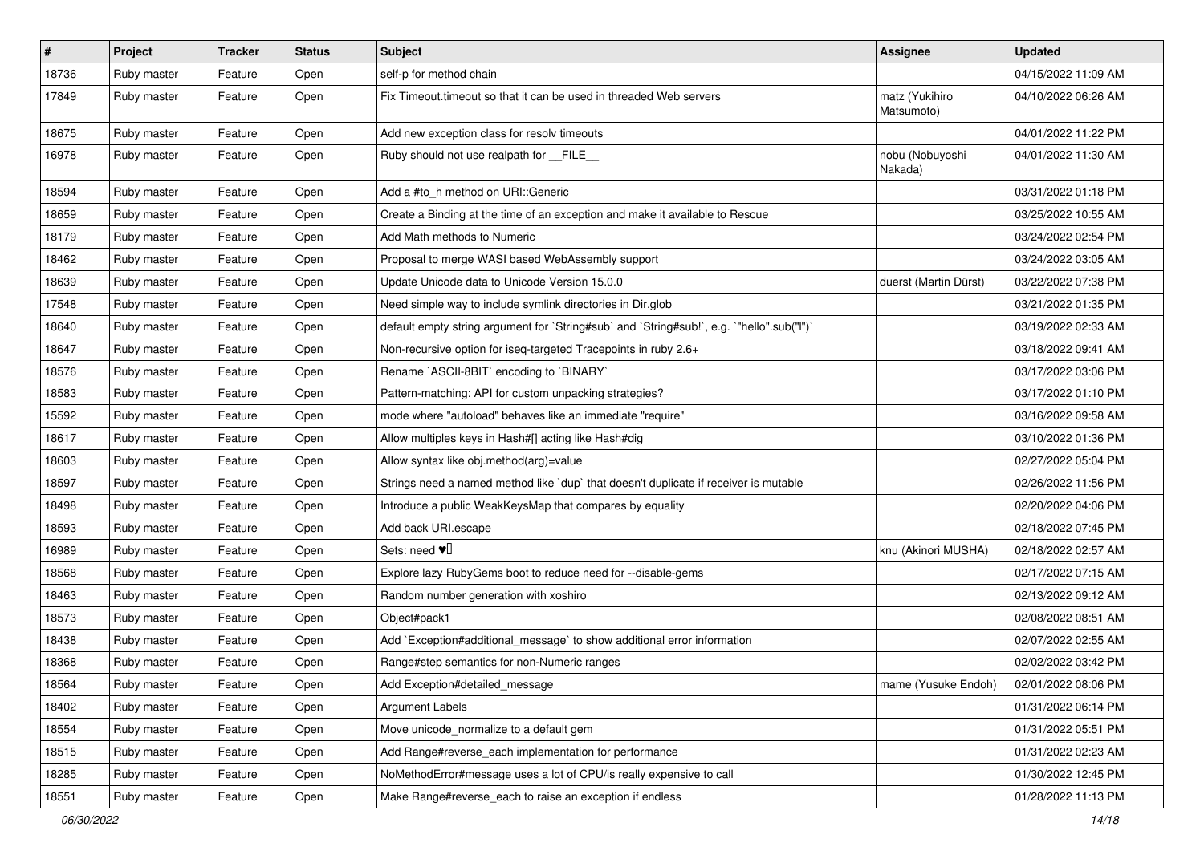| # | Project | Tracker | Status | Subject | Assignee | Updated |
|---|---|---|---|---|---|---|
| 18736 | Ruby master | Feature | Open | self-p for method chain | | 04/15/2022 11:09 AM |
| 17849 | Ruby master | Feature | Open | Fix Timeout.timeout so that it can be used in threaded Web servers | matz (Yukihiro Matsumoto) | 04/10/2022 06:26 AM |
| 18675 | Ruby master | Feature | Open | Add new exception class for resolv timeouts | | 04/01/2022 11:22 PM |
| 16978 | Ruby master | Feature | Open | Ruby should not use realpath for __FILE__ | nobu (Nobuyoshi Nakada) | 04/01/2022 11:30 AM |
| 18594 | Ruby master | Feature | Open | Add a #to_h method on URI::Generic | | 03/31/2022 01:18 PM |
| 18659 | Ruby master | Feature | Open | Create a Binding at the time of an exception and make it available to Rescue | | 03/25/2022 10:55 AM |
| 18179 | Ruby master | Feature | Open | Add Math methods to Numeric | | 03/24/2022 02:54 PM |
| 18462 | Ruby master | Feature | Open | Proposal to merge WASI based WebAssembly support | | 03/24/2022 03:05 AM |
| 18639 | Ruby master | Feature | Open | Update Unicode data to Unicode Version 15.0.0 | duerst (Martin Dürst) | 03/22/2022 07:38 PM |
| 17548 | Ruby master | Feature | Open | Need simple way to include symlink directories in Dir.glob | | 03/21/2022 01:35 PM |
| 18640 | Ruby master | Feature | Open | default empty string argument for `String#sub` and `String#sub!`, e.g. `"hello".sub("l")` | | 03/19/2022 02:33 AM |
| 18647 | Ruby master | Feature | Open | Non-recursive option for iseq-targeted Tracepoints in ruby 2.6+ | | 03/18/2022 09:41 AM |
| 18576 | Ruby master | Feature | Open | Rename `ASCII-8BIT` encoding to `BINARY` | | 03/17/2022 03:06 PM |
| 18583 | Ruby master | Feature | Open | Pattern-matching: API for custom unpacking strategies? | | 03/17/2022 01:10 PM |
| 15592 | Ruby master | Feature | Open | mode where "autoload" behaves like an immediate "require" | | 03/16/2022 09:58 AM |
| 18617 | Ruby master | Feature | Open | Allow multiples keys in Hash#[] acting like Hash#dig | | 03/10/2022 01:36 PM |
| 18603 | Ruby master | Feature | Open | Allow syntax like obj.method(arg)=value | | 02/27/2022 05:04 PM |
| 18597 | Ruby master | Feature | Open | Strings need a named method like `dup` that doesn't duplicate if receiver is mutable | | 02/26/2022 11:56 PM |
| 18498 | Ruby master | Feature | Open | Introduce a public WeakKeysMap that compares by equality | | 02/20/2022 04:06 PM |
| 18593 | Ruby master | Feature | Open | Add back URI.escape | | 02/18/2022 07:45 PM |
| 16989 | Ruby master | Feature | Open | Sets: need ♥️ | knu (Akinori MUSHA) | 02/18/2022 02:57 AM |
| 18568 | Ruby master | Feature | Open | Explore lazy RubyGems boot to reduce need for --disable-gems | | 02/17/2022 07:15 AM |
| 18463 | Ruby master | Feature | Open | Random number generation with xoshiro | | 02/13/2022 09:12 AM |
| 18573 | Ruby master | Feature | Open | Object#pack1 | | 02/08/2022 08:51 AM |
| 18438 | Ruby master | Feature | Open | Add `Exception#additional_message` to show additional error information | | 02/07/2022 02:55 AM |
| 18368 | Ruby master | Feature | Open | Range#step semantics for non-Numeric ranges | | 02/02/2022 03:42 PM |
| 18564 | Ruby master | Feature | Open | Add Exception#detailed_message | mame (Yusuke Endoh) | 02/01/2022 08:06 PM |
| 18402 | Ruby master | Feature | Open | Argument Labels | | 01/31/2022 06:14 PM |
| 18554 | Ruby master | Feature | Open | Move unicode_normalize to a default gem | | 01/31/2022 05:51 PM |
| 18515 | Ruby master | Feature | Open | Add Range#reverse_each implementation for performance | | 01/31/2022 02:23 AM |
| 18285 | Ruby master | Feature | Open | NoMethodError#message uses a lot of CPU/is really expensive to call | | 01/30/2022 12:45 PM |
| 18551 | Ruby master | Feature | Open | Make Range#reverse_each to raise an exception if endless | | 01/28/2022 11:13 PM |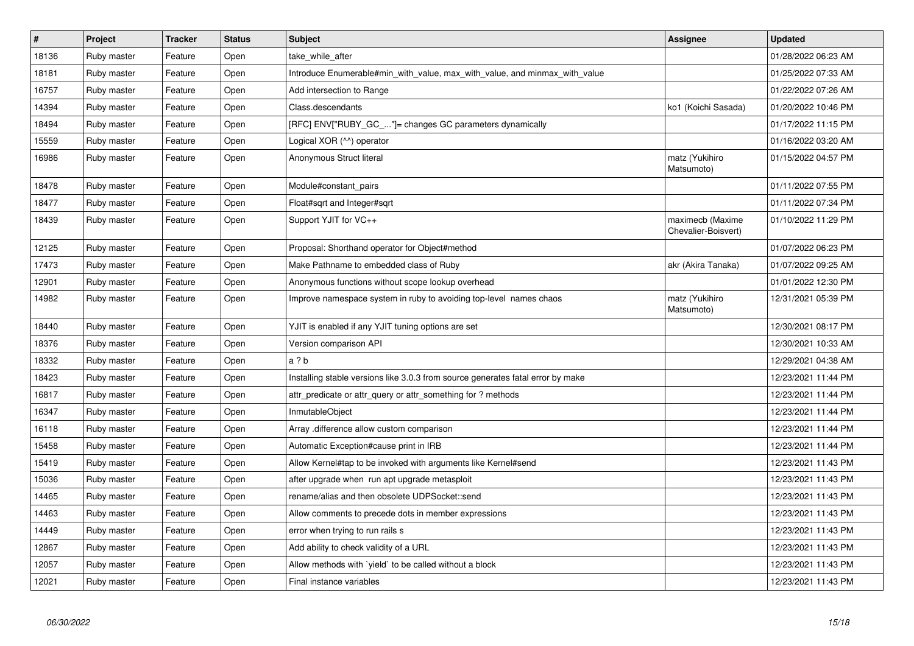| # | Project | Tracker | Status | Subject | Assignee | Updated |
|---|---|---|---|---|---|---|
| 18136 | Ruby master | Feature | Open | take_while_after | | 01/28/2022 06:23 AM |
| 18181 | Ruby master | Feature | Open | Introduce Enumerable#min_with_value, max_with_value, and minmax_with_value | | 01/25/2022 07:33 AM |
| 16757 | Ruby master | Feature | Open | Add intersection to Range | | 01/22/2022 07:26 AM |
| 14394 | Ruby master | Feature | Open | Class.descendants | ko1 (Koichi Sasada) | 01/20/2022 10:46 PM |
| 18494 | Ruby master | Feature | Open | [RFC] ENV["RUBY_GC_..."]= changes GC parameters dynamically | | 01/17/2022 11:15 PM |
| 15559 | Ruby master | Feature | Open | Logical XOR (^^) operator | | 01/16/2022 03:20 AM |
| 16986 | Ruby master | Feature | Open | Anonymous Struct literal | matz (Yukihiro Matsumoto) | 01/15/2022 04:57 PM |
| 18478 | Ruby master | Feature | Open | Module#constant_pairs | | 01/11/2022 07:55 PM |
| 18477 | Ruby master | Feature | Open | Float#sqrt and Integer#sqrt | | 01/11/2022 07:34 PM |
| 18439 | Ruby master | Feature | Open | Support YJIT for VC++ | maximecb (Maxime Chevalier-Boisvert) | 01/10/2022 11:29 PM |
| 12125 | Ruby master | Feature | Open | Proposal: Shorthand operator for Object#method | | 01/07/2022 06:23 PM |
| 17473 | Ruby master | Feature | Open | Make Pathname to embedded class of Ruby | akr (Akira Tanaka) | 01/07/2022 09:25 AM |
| 12901 | Ruby master | Feature | Open | Anonymous functions without scope lookup overhead | | 01/01/2022 12:30 PM |
| 14982 | Ruby master | Feature | Open | Improve namespace system in ruby to avoiding top-level names chaos | matz (Yukihiro Matsumoto) | 12/31/2021 05:39 PM |
| 18440 | Ruby master | Feature | Open | YJIT is enabled if any YJIT tuning options are set | | 12/30/2021 08:17 PM |
| 18376 | Ruby master | Feature | Open | Version comparison API | | 12/30/2021 10:33 AM |
| 18332 | Ruby master | Feature | Open | a ? b | | 12/29/2021 04:38 AM |
| 18423 | Ruby master | Feature | Open | Installing stable versions like 3.0.3 from source generates fatal error by make | | 12/23/2021 11:44 PM |
| 16817 | Ruby master | Feature | Open | attr_predicate or attr_query or attr_something for ? methods | | 12/23/2021 11:44 PM |
| 16347 | Ruby master | Feature | Open | InmutableObject | | 12/23/2021 11:44 PM |
| 16118 | Ruby master | Feature | Open | Array .difference allow custom comparison | | 12/23/2021 11:44 PM |
| 15458 | Ruby master | Feature | Open | Automatic Exception#cause print in IRB | | 12/23/2021 11:44 PM |
| 15419 | Ruby master | Feature | Open | Allow Kernel#tap to be invoked with arguments like Kernel#send | | 12/23/2021 11:43 PM |
| 15036 | Ruby master | Feature | Open | after upgrade when run apt upgrade metasploit | | 12/23/2021 11:43 PM |
| 14465 | Ruby master | Feature | Open | rename/alias and then obsolete UDPSocket::send | | 12/23/2021 11:43 PM |
| 14463 | Ruby master | Feature | Open | Allow comments to precede dots in member expressions | | 12/23/2021 11:43 PM |
| 14449 | Ruby master | Feature | Open | error when trying to run rails s | | 12/23/2021 11:43 PM |
| 12867 | Ruby master | Feature | Open | Add ability to check validity of a URL | | 12/23/2021 11:43 PM |
| 12057 | Ruby master | Feature | Open | Allow methods with `yield` to be called without a block | | 12/23/2021 11:43 PM |
| 12021 | Ruby master | Feature | Open | Final instance variables | | 12/23/2021 11:43 PM |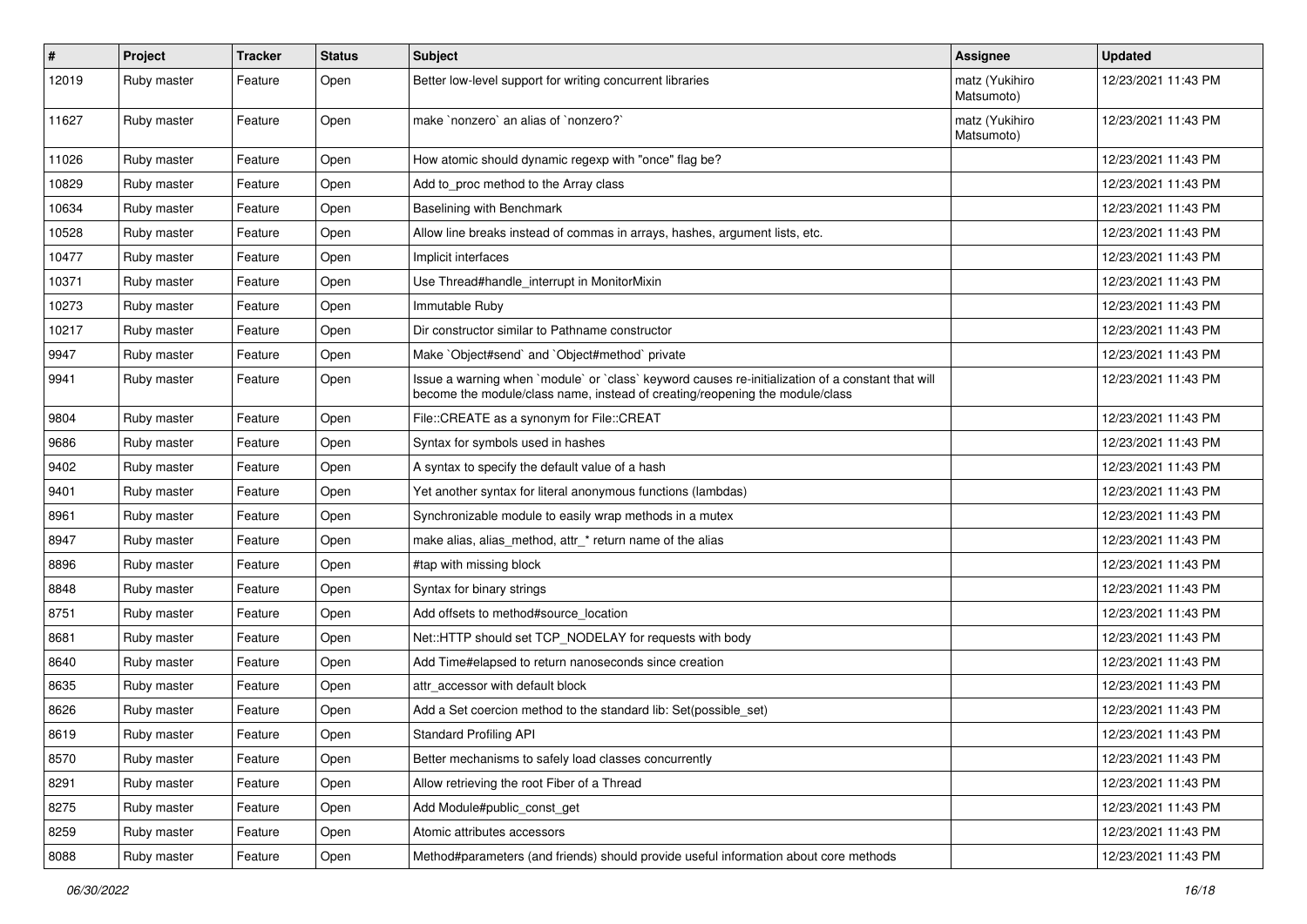| # | Project | Tracker | Status | Subject | Assignee | Updated |
|---|---|---|---|---|---|---|
| 12019 | Ruby master | Feature | Open | Better low-level support for writing concurrent libraries | matz (Yukihiro Matsumoto) | 12/23/2021 11:43 PM |
| 11627 | Ruby master | Feature | Open | make `nonzero` an alias of `nonzero?` | matz (Yukihiro Matsumoto) | 12/23/2021 11:43 PM |
| 11026 | Ruby master | Feature | Open | How atomic should dynamic regexp with "once" flag be? | | 12/23/2021 11:43 PM |
| 10829 | Ruby master | Feature | Open | Add to_proc method to the Array class | | 12/23/2021 11:43 PM |
| 10634 | Ruby master | Feature | Open | Baselining with Benchmark | | 12/23/2021 11:43 PM |
| 10528 | Ruby master | Feature | Open | Allow line breaks instead of commas in arrays, hashes, argument lists, etc. | | 12/23/2021 11:43 PM |
| 10477 | Ruby master | Feature | Open | Implicit interfaces | | 12/23/2021 11:43 PM |
| 10371 | Ruby master | Feature | Open | Use Thread#handle_interrupt in MonitorMixin | | 12/23/2021 11:43 PM |
| 10273 | Ruby master | Feature | Open | Immutable Ruby | | 12/23/2021 11:43 PM |
| 10217 | Ruby master | Feature | Open | Dir constructor similar to Pathname constructor | | 12/23/2021 11:43 PM |
| 9947 | Ruby master | Feature | Open | Make `Object#send` and `Object#method` private | | 12/23/2021 11:43 PM |
| 9941 | Ruby master | Feature | Open | Issue a warning when `module` or `class` keyword causes re-initialization of a constant that will become the module/class name, instead of creating/reopening the module/class | | 12/23/2021 11:43 PM |
| 9804 | Ruby master | Feature | Open | File::CREATE as a synonym for File::CREAT | | 12/23/2021 11:43 PM |
| 9686 | Ruby master | Feature | Open | Syntax for symbols used in hashes | | 12/23/2021 11:43 PM |
| 9402 | Ruby master | Feature | Open | A syntax to specify the default value of a hash | | 12/23/2021 11:43 PM |
| 9401 | Ruby master | Feature | Open | Yet another syntax for literal anonymous functions (lambdas) | | 12/23/2021 11:43 PM |
| 8961 | Ruby master | Feature | Open | Synchronizable module to easily wrap methods in a mutex | | 12/23/2021 11:43 PM |
| 8947 | Ruby master | Feature | Open | make alias, alias_method, attr_* return name of the alias | | 12/23/2021 11:43 PM |
| 8896 | Ruby master | Feature | Open | #tap with missing block | | 12/23/2021 11:43 PM |
| 8848 | Ruby master | Feature | Open | Syntax for binary strings | | 12/23/2021 11:43 PM |
| 8751 | Ruby master | Feature | Open | Add offsets to method#source_location | | 12/23/2021 11:43 PM |
| 8681 | Ruby master | Feature | Open | Net::HTTP should set TCP_NODELAY for requests with body | | 12/23/2021 11:43 PM |
| 8640 | Ruby master | Feature | Open | Add Time#elapsed to return nanoseconds since creation | | 12/23/2021 11:43 PM |
| 8635 | Ruby master | Feature | Open | attr_accessor with default block | | 12/23/2021 11:43 PM |
| 8626 | Ruby master | Feature | Open | Add a Set coercion method to the standard lib: Set(possible_set) | | 12/23/2021 11:43 PM |
| 8619 | Ruby master | Feature | Open | Standard Profiling API | | 12/23/2021 11:43 PM |
| 8570 | Ruby master | Feature | Open | Better mechanisms to safely load classes concurrently | | 12/23/2021 11:43 PM |
| 8291 | Ruby master | Feature | Open | Allow retrieving the root Fiber of a Thread | | 12/23/2021 11:43 PM |
| 8275 | Ruby master | Feature | Open | Add Module#public_const_get | | 12/23/2021 11:43 PM |
| 8259 | Ruby master | Feature | Open | Atomic attributes accessors | | 12/23/2021 11:43 PM |
| 8088 | Ruby master | Feature | Open | Method#parameters (and friends) should provide useful information about core methods | | 12/23/2021 11:43 PM |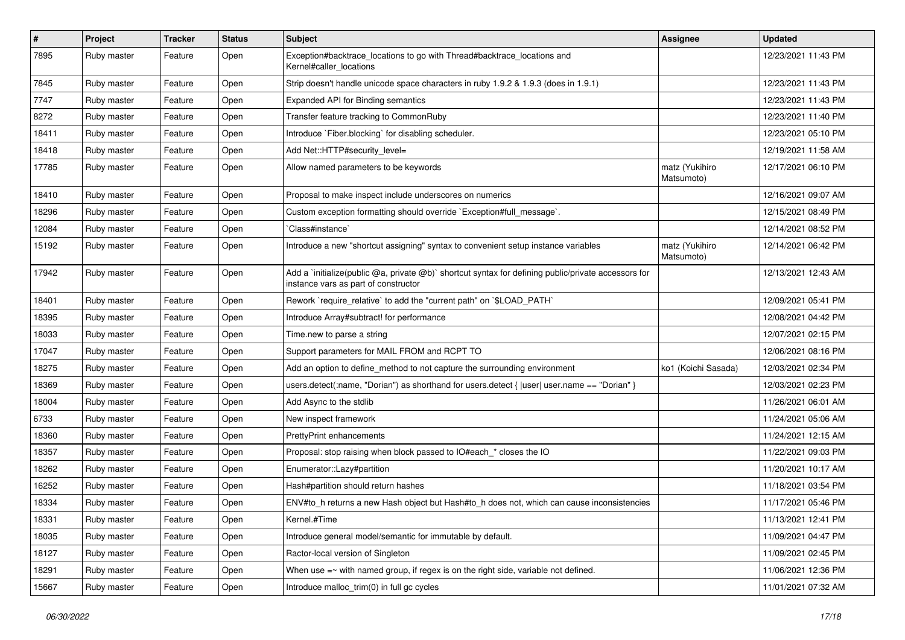| # | Project | Tracker | Status | Subject | Assignee | Updated |
|---|---|---|---|---|---|---|
| 7895 | Ruby master | Feature | Open | Exception#backtrace_locations to go with Thread#backtrace_locations and Kernel#caller_locations | | 12/23/2021 11:43 PM |
| 7845 | Ruby master | Feature | Open | Strip doesn't handle unicode space characters in ruby 1.9.2 & 1.9.3 (does in 1.9.1) | | 12/23/2021 11:43 PM |
| 7747 | Ruby master | Feature | Open | Expanded API for Binding semantics | | 12/23/2021 11:43 PM |
| 8272 | Ruby master | Feature | Open | Transfer feature tracking to CommonRuby | | 12/23/2021 11:40 PM |
| 18411 | Ruby master | Feature | Open | Introduce `Fiber.blocking` for disabling scheduler. | | 12/23/2021 05:10 PM |
| 18418 | Ruby master | Feature | Open | Add Net::HTTP#security_level= | | 12/19/2021 11:58 AM |
| 17785 | Ruby master | Feature | Open | Allow named parameters to be keywords | matz (Yukihiro Matsumoto) | 12/17/2021 06:10 PM |
| 18410 | Ruby master | Feature | Open | Proposal to make inspect include underscores on numerics | | 12/16/2021 09:07 AM |
| 18296 | Ruby master | Feature | Open | Custom exception formatting should override `Exception#full_message`. | | 12/15/2021 08:49 PM |
| 12084 | Ruby master | Feature | Open | `Class#instance` | | 12/14/2021 08:52 PM |
| 15192 | Ruby master | Feature | Open | Introduce a new "shortcut assigning" syntax to convenient setup instance variables | matz (Yukihiro Matsumoto) | 12/14/2021 06:42 PM |
| 17942 | Ruby master | Feature | Open | Add a `initialize(public @a, private @b)` shortcut syntax for defining public/private accessors for instance vars as part of constructor | | 12/13/2021 12:43 AM |
| 18401 | Ruby master | Feature | Open | Rework `require_relative` to add the "current path" on `$LOAD_PATH` | | 12/09/2021 05:41 PM |
| 18395 | Ruby master | Feature | Open | Introduce Array#subtract! for performance | | 12/08/2021 04:42 PM |
| 18033 | Ruby master | Feature | Open | Time.new to parse a string | | 12/07/2021 02:15 PM |
| 17047 | Ruby master | Feature | Open | Support parameters for MAIL FROM and RCPT TO | | 12/06/2021 08:16 PM |
| 18275 | Ruby master | Feature | Open | Add an option to define_method to not capture the surrounding environment | ko1 (Koichi Sasada) | 12/03/2021 02:34 PM |
| 18369 | Ruby master | Feature | Open | users.detect(:name, "Dorian") as shorthand for users.detect { \|user\| user.name == "Dorian" } | | 12/03/2021 02:23 PM |
| 18004 | Ruby master | Feature | Open | Add Async to the stdlib | | 11/26/2021 06:01 AM |
| 6733 | Ruby master | Feature | Open | New inspect framework | | 11/24/2021 05:06 AM |
| 18360 | Ruby master | Feature | Open | PrettyPrint enhancements | | 11/24/2021 12:15 AM |
| 18357 | Ruby master | Feature | Open | Proposal: stop raising when block passed to IO#each_* closes the IO | | 11/22/2021 09:03 PM |
| 18262 | Ruby master | Feature | Open | Enumerator::Lazy#partition | | 11/20/2021 10:17 AM |
| 16252 | Ruby master | Feature | Open | Hash#partition should return hashes | | 11/18/2021 03:54 PM |
| 18334 | Ruby master | Feature | Open | ENV#to_h returns a new Hash object but Hash#to_h does not, which can cause inconsistencies | | 11/17/2021 05:46 PM |
| 18331 | Ruby master | Feature | Open | Kernel.#Time | | 11/13/2021 12:41 PM |
| 18035 | Ruby master | Feature | Open | Introduce general model/semantic for immutable by default. | | 11/09/2021 04:47 PM |
| 18127 | Ruby master | Feature | Open | Ractor-local version of Singleton | | 11/09/2021 02:45 PM |
| 18291 | Ruby master | Feature | Open | When use =~ with named group, if regex is on the right side, variable not defined. | | 11/06/2021 12:36 PM |
| 15667 | Ruby master | Feature | Open | Introduce malloc_trim(0) in full gc cycles | | 11/01/2021 07:32 AM |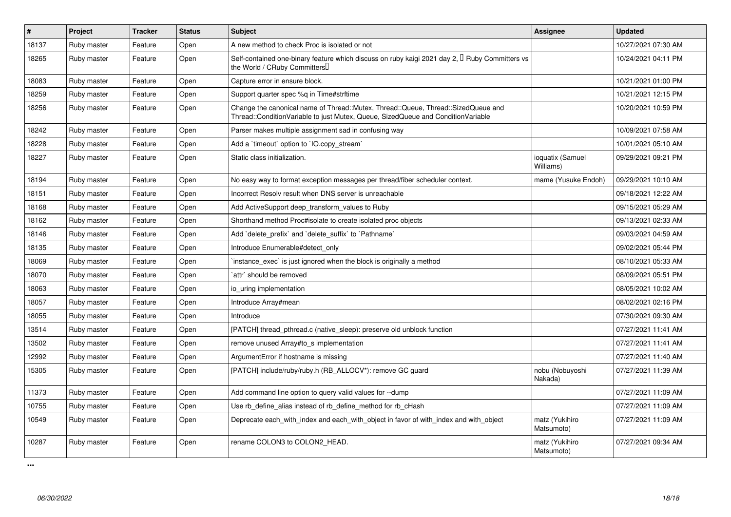| # | Project | Tracker | Status | Subject | Assignee | Updated |
|---|---|---|---|---|---|---|
| 18137 | Ruby master | Feature | Open | A new method to check Proc is isolated or not | | 10/27/2021 07:30 AM |
| 18265 | Ruby master | Feature | Open | Self-contained one-binary feature which discuss on ruby kaigi 2021 day 2, 「Ruby Committers vs the World / CRuby Committers」 | | 10/24/2021 04:11 PM |
| 18083 | Ruby master | Feature | Open | Capture error in ensure block. | | 10/21/2021 01:00 PM |
| 18259 | Ruby master | Feature | Open | Support quarter spec %q in Time#strftime | | 10/21/2021 12:15 PM |
| 18256 | Ruby master | Feature | Open | Change the canonical name of Thread::Mutex, Thread::Queue, Thread::SizedQueue and Thread::ConditionVariable to just Mutex, Queue, SizedQueue and ConditionVariable | | 10/20/2021 10:59 PM |
| 18242 | Ruby master | Feature | Open | Parser makes multiple assignment sad in confusing way | | 10/09/2021 07:58 AM |
| 18228 | Ruby master | Feature | Open | Add a `timeout` option to `IO.copy_stream` | | 10/01/2021 05:10 AM |
| 18227 | Ruby master | Feature | Open | Static class initialization. | ioquatix (Samuel Williams) | 09/29/2021 09:21 PM |
| 18194 | Ruby master | Feature | Open | No easy way to format exception messages per thread/fiber scheduler context. | mame (Yusuke Endoh) | 09/29/2021 10:10 AM |
| 18151 | Ruby master | Feature | Open | Incorrect Resolv result when DNS server is unreachable | | 09/18/2021 12:22 AM |
| 18168 | Ruby master | Feature | Open | Add ActiveSupport deep_transform_values to Ruby | | 09/15/2021 05:29 AM |
| 18162 | Ruby master | Feature | Open | Shorthand method Proc#isolate to create isolated proc objects | | 09/13/2021 02:33 AM |
| 18146 | Ruby master | Feature | Open | Add `delete_prefix` and `delete_suffix` to `Pathname` | | 09/03/2021 04:59 AM |
| 18135 | Ruby master | Feature | Open | Introduce Enumerable#detect_only | | 09/02/2021 05:44 PM |
| 18069 | Ruby master | Feature | Open | `instance_exec` is just ignored when the block is originally a method | | 08/10/2021 05:33 AM |
| 18070 | Ruby master | Feature | Open | `attr` should be removed | | 08/09/2021 05:51 PM |
| 18063 | Ruby master | Feature | Open | io_uring implementation | | 08/05/2021 10:02 AM |
| 18057 | Ruby master | Feature | Open | Introduce Array#mean | | 08/02/2021 02:16 PM |
| 18055 | Ruby master | Feature | Open | Introduce | | 07/30/2021 09:30 AM |
| 13514 | Ruby master | Feature | Open | [PATCH] thread_pthread.c (native_sleep): preserve old unblock function | | 07/27/2021 11:41 AM |
| 13502 | Ruby master | Feature | Open | remove unused Array#to_s implementation | | 07/27/2021 11:41 AM |
| 12992 | Ruby master | Feature | Open | ArgumentError if hostname is missing | | 07/27/2021 11:40 AM |
| 15305 | Ruby master | Feature | Open | [PATCH] include/ruby/ruby.h (RB_ALLOCV*): remove GC guard | nobu (Nobuyoshi Nakada) | 07/27/2021 11:39 AM |
| 11373 | Ruby master | Feature | Open | Add command line option to query valid values for --dump | | 07/27/2021 11:09 AM |
| 10755 | Ruby master | Feature | Open | Use rb_define_alias instead of rb_define_method for rb_cHash | | 07/27/2021 11:09 AM |
| 10549 | Ruby master | Feature | Open | Deprecate each_with_index and each_with_object in favor of with_index and with_object | matz (Yukihiro Matsumoto) | 07/27/2021 11:09 AM |
| 10287 | Ruby master | Feature | Open | rename COLON3 to COLON2_HEAD. | matz (Yukihiro Matsumoto) | 07/27/2021 09:34 AM |

...